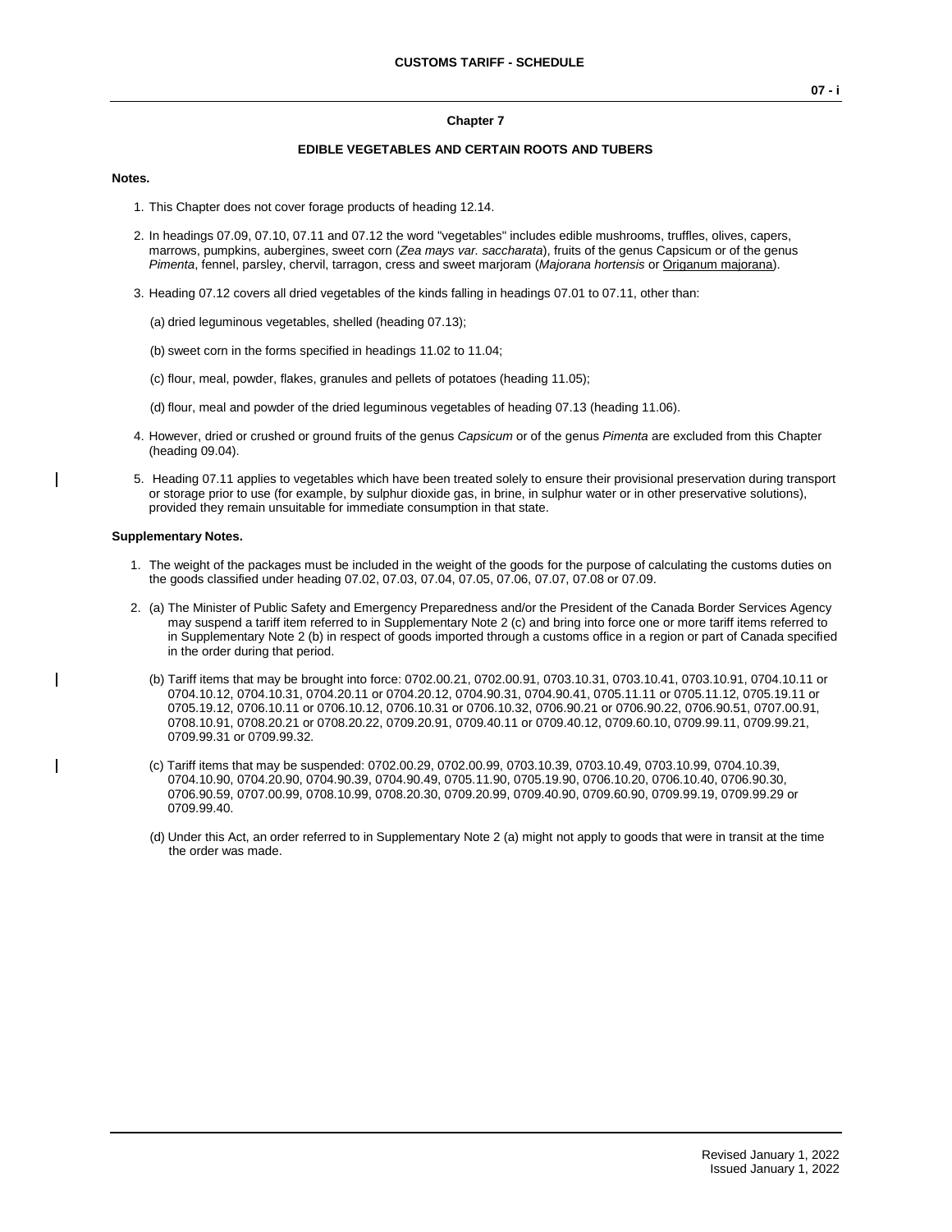## Chapter 7

### EDIBLE VEGETABLES AND CERTAIN ROOTS AND TUBERS

**Notes.**

1. This Chapter does not cover forage products of heading 12.14.

2. In headings 07.09, 07.10, 07.11 and 07.12 the word "vegetables" includes edible mushrooms, truffles, olives, capers, marrows, pumpkins, aubergines, sweet corn (*Zea mays var. saccharata*), fruits of the genus Capsicum or of the genus *Pimenta*, fennel, parsley, chervil, tarragon, cress and sweet marjoram (*Majorana hortensis* or Origanum majorana).

3. Heading 07.12 covers all dried vegetables of the kinds falling in headings 07.01 to 07.11, other than:

   (a) dried leguminous vegetables, shelled (heading 07.13);

   (b) sweet corn in the forms specified in headings 11.02 to 11.04;

   (c) flour, meal, powder, flakes, granules and pellets of potatoes (heading 11.05);

   (d) flour, meal and powder of the dried leguminous vegetables of heading 07.13 (heading 11.06).

4. However, dried or crushed or ground fruits of the genus *Capsicum* or of the genus *Pimenta* are excluded from this Chapter (heading 09.04).

5. Heading 07.11 applies to vegetables which have been treated solely to ensure their provisional preservation during transport or storage prior to use (for example, by sulphur dioxide gas, in brine, in sulphur water or in other preservative solutions), provided they remain unsuitable for immediate consumption in that state.

**Supplementary Notes.**

1. The weight of the packages must be included in the weight of the goods for the purpose of calculating the customs duties on the goods classified under heading 07.02, 07.03, 07.04, 07.05, 07.06, 07.07, 07.08 or 07.09.

2. (a) The Minister of Public Safety and Emergency Preparedness and/or the President of the Canada Border Services Agency may suspend a tariff item referred to in Supplementary Note 2 (c) and bring into force one or more tariff items referred to in Supplementary Note 2 (b) in respect of goods imported through a customs office in a region or part of Canada specified in the order during that period.

   (b) Tariff items that may be brought into force: 0702.00.21, 0702.00.91, 0703.10.31, 0703.10.41, 0703.10.91, 0704.10.11 or 0704.10.12, 0704.10.31, 0704.20.11 or 0704.20.12, 0704.90.31, 0704.90.41, 0705.11.11 or 0705.11.12, 0705.19.11 or 0705.19.12, 0706.10.11 or 0706.10.12, 0706.10.31 or 0706.10.32, 0706.90.21 or 0706.90.22, 0706.90.51, 0707.00.91, 0708.10.91, 0708.20.21 or 0708.20.22, 0709.20.91, 0709.40.11 or 0709.40.12, 0709.60.10, 0709.99.11, 0709.99.21, 0709.99.31 or 0709.99.32.

   (c) Tariff items that may be suspended: 0702.00.29, 0702.00.99, 0703.10.39, 0703.10.49, 0703.10.99, 0704.10.39, 0704.10.90, 0704.20.90, 0704.90.39, 0704.90.49, 0705.11.90, 0705.19.90, 0706.10.20, 0706.10.40, 0706.90.30, 0706.90.59, 0707.00.99, 0708.10.99, 0708.20.30, 0709.20.99, 0709.40.90, 0709.60.90, 0709.99.19, 0709.99.29 or 0709.99.40.

   (d) Under this Act, an order referred to in Supplementary Note 2 (a) might not apply to goods that were in transit at the time the order was made.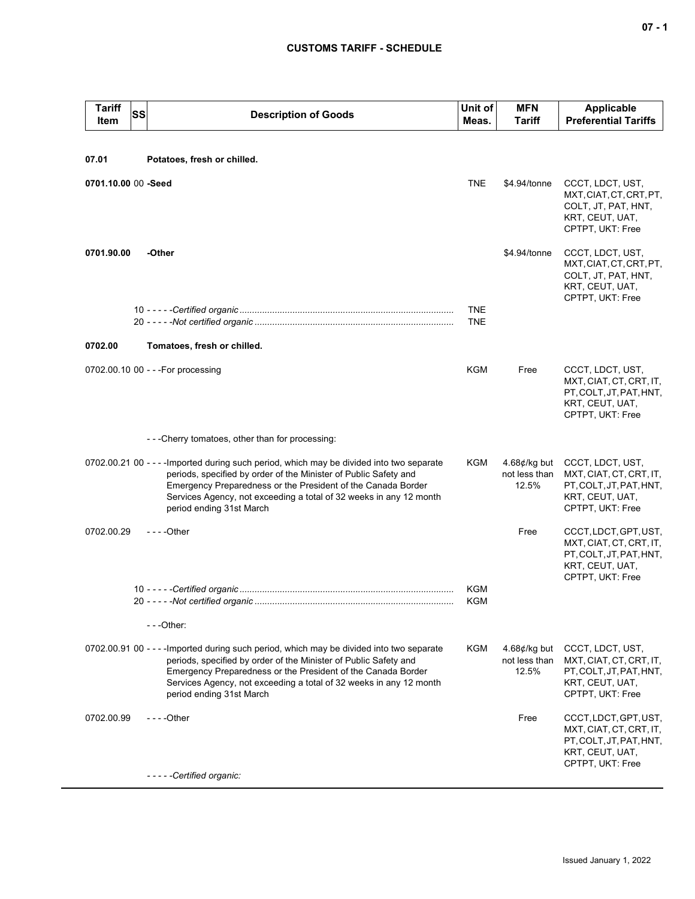## CUSTOMS TARIFF - SCHEDULE

| Tariff Item | SS | Description of Goods | Unit of Meas. | MFN Tariff | Applicable Preferential Tariffs |
|---|---|---|---|---|---|
| **07.01** | | **Potatoes, fresh or chilled.** | | | |
| **0701.10.00** | 00 | **-Seed** | TNE | $4.94/tonne | CCCT, LDCT, UST, MXT, CIAT, CT, CRT, PT, COLT, JT, PAT, HNT, KRT, CEUT, UAT, CPTPT, UKT: Free |
| **0701.90.00** | | **-Other** | | $4.94/tonne | CCCT, LDCT, UST, MXT, CIAT, CT, CRT, PT, COLT, JT, PAT, HNT, KRT, CEUT, UAT, CPTPT, UKT: Free |
| | 10 | - - - - -*Certified organic* | TNE | | |
| | 20 | - - - - -*Not certified organic* | TNE | | |
| **0702.00** | | **Tomatoes, fresh or chilled.** | | | |
| 0702.00.10 | 00 | - - -For processing | KGM | Free | CCCT, LDCT, UST, MXT, CIAT, CT, CRT, IT, PT, COLT, JT, PAT, HNT, KRT, CEUT, UAT, CPTPT, UKT: Free |
| | | - - -Cherry tomatoes, other than for processing: | | | |
| 0702.00.21 | 00 | - - - -Imported during such period, which may be divided into two separate periods, specified by order of the Minister of Public Safety and Emergency Preparedness or the President of the Canada Border Services Agency, not exceeding a total of 32 weeks in any 12 month period ending 31st March | KGM | 4.68¢/kg but not less than 12.5% | CCCT, LDCT, UST, MXT, CIAT, CT, CRT, IT, PT, COLT, JT, PAT, HNT, KRT, CEUT, UAT, CPTPT, UKT: Free |
| 0702.00.29 | | - - - -Other | | Free | CCCT, LDCT, GPT, UST, MXT, CIAT, CT, CRT, IT, PT, COLT, JT, PAT, HNT, KRT, CEUT, UAT, CPTPT, UKT: Free |
| | 10 | - - - - -*Certified organic* | KGM | | |
| | 20 | - - - - -*Not certified organic* | KGM | | |
| | | - - -Other: | | | |
| 0702.00.91 | 00 | - - - -Imported during such period, which may be divided into two separate periods, specified by order of the Minister of Public Safety and Emergency Preparedness or the President of the Canada Border Services Agency, not exceeding a total of 32 weeks in any 12 month period ending 31st March | KGM | 4.68¢/kg but not less than 12.5% | CCCT, LDCT, UST, MXT, CIAT, CT, CRT, IT, PT, COLT, JT, PAT, HNT, KRT, CEUT, UAT, CPTPT, UKT: Free |
| 0702.00.99 | | - - - -Other | | Free | CCCT, LDCT, GPT, UST, MXT, CIAT, CT, CRT, IT, PT, COLT, JT, PAT, HNT, KRT, CEUT, UAT, CPTPT, UKT: Free |
| | | - - - - -*Certified organic:* | | | |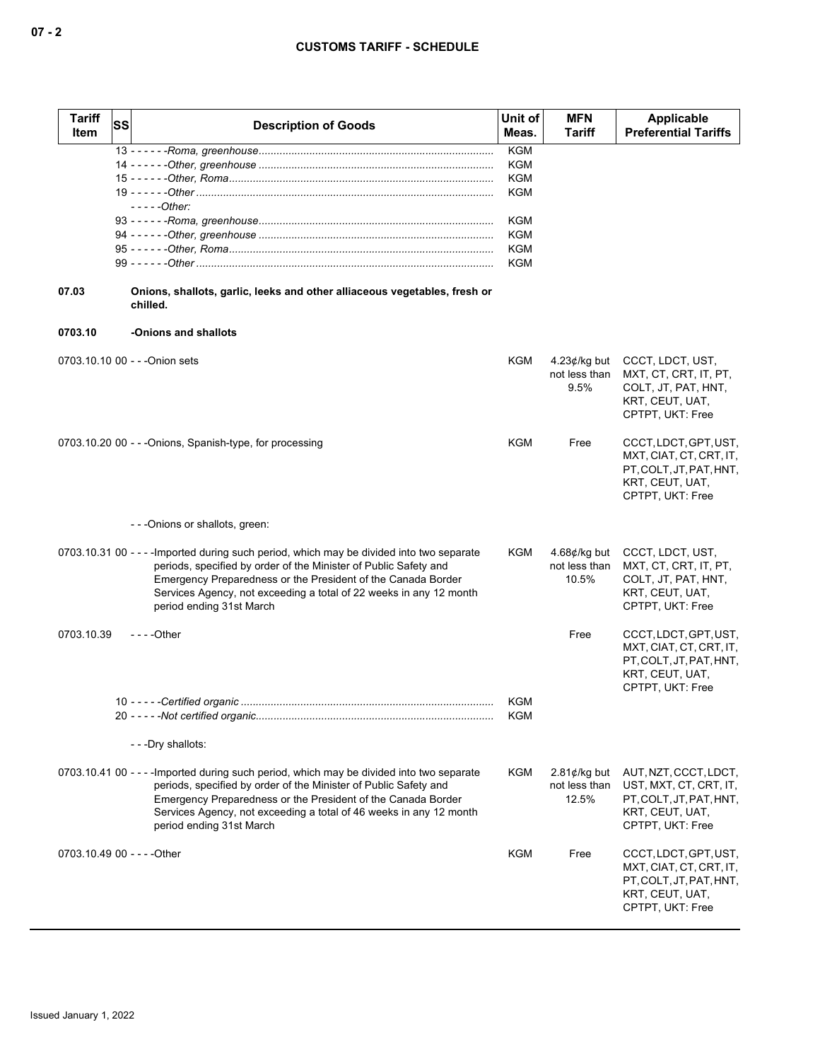| Tariff Item | SS | Description of Goods | Unit of Meas. | MFN Tariff | Applicable Preferential Tariffs |
|---|---|---|---|---|---|
| | 13 | - - - - - -*Roma, greenhouse* | KGM | | |
| | 14 | - - - - - -*Other, greenhouse* | KGM | | |
| | 15 | - - - - - -*Other, Roma* | KGM | | |
| | 19 | - - - - - -*Other* | KGM | | |
| | | - - - - -*Other:* | | | |
| | 93 | - - - - - -*Roma, greenhouse* | KGM | | |
| | 94 | - - - - - -*Other, greenhouse* | KGM | | |
| | 95 | - - - - - -*Other, Roma* | KGM | | |
| | 99 | - - - - - -*Other* | KGM | | |
| **07.03** | | **Onions, shallots, garlic, leeks and other alliaceous vegetables, fresh or chilled.** | | | |
| **0703.10** | | **-Onions and shallots** | | | |
| 0703.10.10 | 00 | - - -Onion sets | KGM | 4.23¢/kg but not less than 9.5% | CCCT, LDCT, UST, MXT, CT, CRT, IT, PT, COLT, JT, PAT, HNT, KRT, CEUT, UAT, CPTPT, UKT: Free |
| 0703.10.20 | 00 | - - -Onions, Spanish-type, for processing | KGM | Free | CCCT, LDCT, GPT, UST, MXT, CIAT, CT, CRT, IT, PT, COLT, JT, PAT, HNT, KRT, CEUT, UAT, CPTPT, UKT: Free |
| | | - - -Onions or shallots, green: | | | |
| 0703.10.31 | 00 | - - - -Imported during such period, which may be divided into two separate periods, specified by order of the Minister of Public Safety and Emergency Preparedness or the President of the Canada Border Services Agency, not exceeding a total of 22 weeks in any 12 month period ending 31st March | KGM | 4.68¢/kg but not less than 10.5% | CCCT, LDCT, UST, MXT, CT, CRT, IT, PT, COLT, JT, PAT, HNT, KRT, CEUT, UAT, CPTPT, UKT: Free |
| 0703.10.39 | | - - - -Other | | Free | CCCT, LDCT, GPT, UST, MXT, CIAT, CT, CRT, IT, PT, COLT, JT, PAT, HNT, KRT, CEUT, UAT, CPTPT, UKT: Free |
| | 10 | - - - - -*Certified organic* | KGM | | |
| | 20 | - - - - -*Not certified organic* | KGM | | |
| | | - - -Dry shallots: | | | |
| 0703.10.41 | 00 | - - - -Imported during such period, which may be divided into two separate periods, specified by order of the Minister of Public Safety and Emergency Preparedness or the President of the Canada Border Services Agency, not exceeding a total of 46 weeks in any 12 month period ending 31st March | KGM | 2.81¢/kg but not less than 12.5% | AUT, NZT, CCCT, LDCT, UST, MXT, CT, CRT, IT, PT, COLT, JT, PAT, HNT, KRT, CEUT, UAT, CPTPT, UKT: Free |
| 0703.10.49 | 00 | - - - -Other | KGM | Free | CCCT, LDCT, GPT, UST, MXT, CIAT, CT, CRT, IT, PT, COLT, JT, PAT, HNT, KRT, CEUT, UAT, CPTPT, UKT: Free |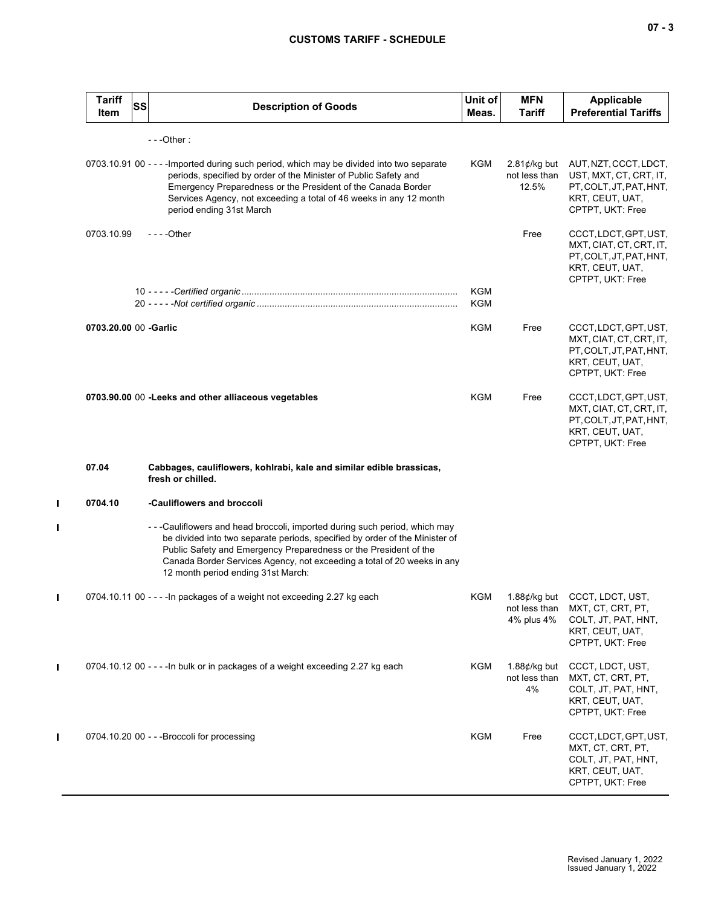| Tariff Item | SS | Description of Goods | Unit of Meas. | MFN Tariff | Applicable Preferential Tariffs |
|---|---|---|---|---|---|
| | | - - -Other : | | | |
| 0703.10.91 | 00 | - - - -Imported during such period, which may be divided into two separate periods, specified by order of the Minister of Public Safety and Emergency Preparedness or the President of the Canada Border Services Agency, not exceeding a total of 46 weeks in any 12 month period ending 31st March | KGM | 2.81¢/kg but not less than 12.5% | AUT, NZT, CCCT, LDCT, UST, MXT, CT, CRT, IT, PT, COLT, JT, PAT, HNT, KRT, CEUT, UAT, CPTPT, UKT: Free |
| 0703.10.99 | | - - - -Other | | Free | CCCT, LDCT, GPT, UST, MXT, CIAT, CT, CRT, IT, PT, COLT, JT, PAT, HNT, KRT, CEUT, UAT, CPTPT, UKT: Free |
| | 10 | - - - - -*Certified organic* | KGM | | |
| | 20 | - - - - -*Not certified organic* | KGM | | |
| **0703.20.00** | 00 | **-Garlic** | KGM | Free | CCCT, LDCT, GPT, UST, MXT, CIAT, CT, CRT, IT, PT, COLT, JT, PAT, HNT, KRT, CEUT, UAT, CPTPT, UKT: Free |
| **0703.90.00** | 00 | **-Leeks and other alliaceous vegetables** | KGM | Free | CCCT, LDCT, GPT, UST, MXT, CIAT, CT, CRT, IT, PT, COLT, JT, PAT, HNT, KRT, CEUT, UAT, CPTPT, UKT: Free |
| **07.04** | | **Cabbages, cauliflowers, kohlrabi, kale and similar edible brassicas, fresh or chilled.** | | | |
| **0704.10** | | **-Cauliflowers and broccoli** | | | |
| | | - - -Cauliflowers and head broccoli, imported during such period, which may be divided into two separate periods, specified by order of the Minister of Public Safety and Emergency Preparedness or the President of the Canada Border Services Agency, not exceeding a total of 20 weeks in any 12 month period ending 31st March: | | | |
| 0704.10.11 | 00 | - - - -In packages of a weight not exceeding 2.27 kg each | KGM | 1.88¢/kg but not less than 4% plus 4% | CCCT, LDCT, UST, MXT, CT, CRT, PT, COLT, JT, PAT, HNT, KRT, CEUT, UAT, CPTPT, UKT: Free |
| 0704.10.12 | 00 | - - - -In bulk or in packages of a weight exceeding 2.27 kg each | KGM | 1.88¢/kg but not less than 4% | CCCT, LDCT, UST, MXT, CT, CRT, PT, COLT, JT, PAT, HNT, KRT, CEUT, UAT, CPTPT, UKT: Free |
| 0704.10.20 | 00 | - - -Broccoli for processing | KGM | Free | CCCT, LDCT, GPT, UST, MXT, CT, CRT, PT, COLT, JT, PAT, HNT, KRT, CEUT, UAT, CPTPT, UKT: Free |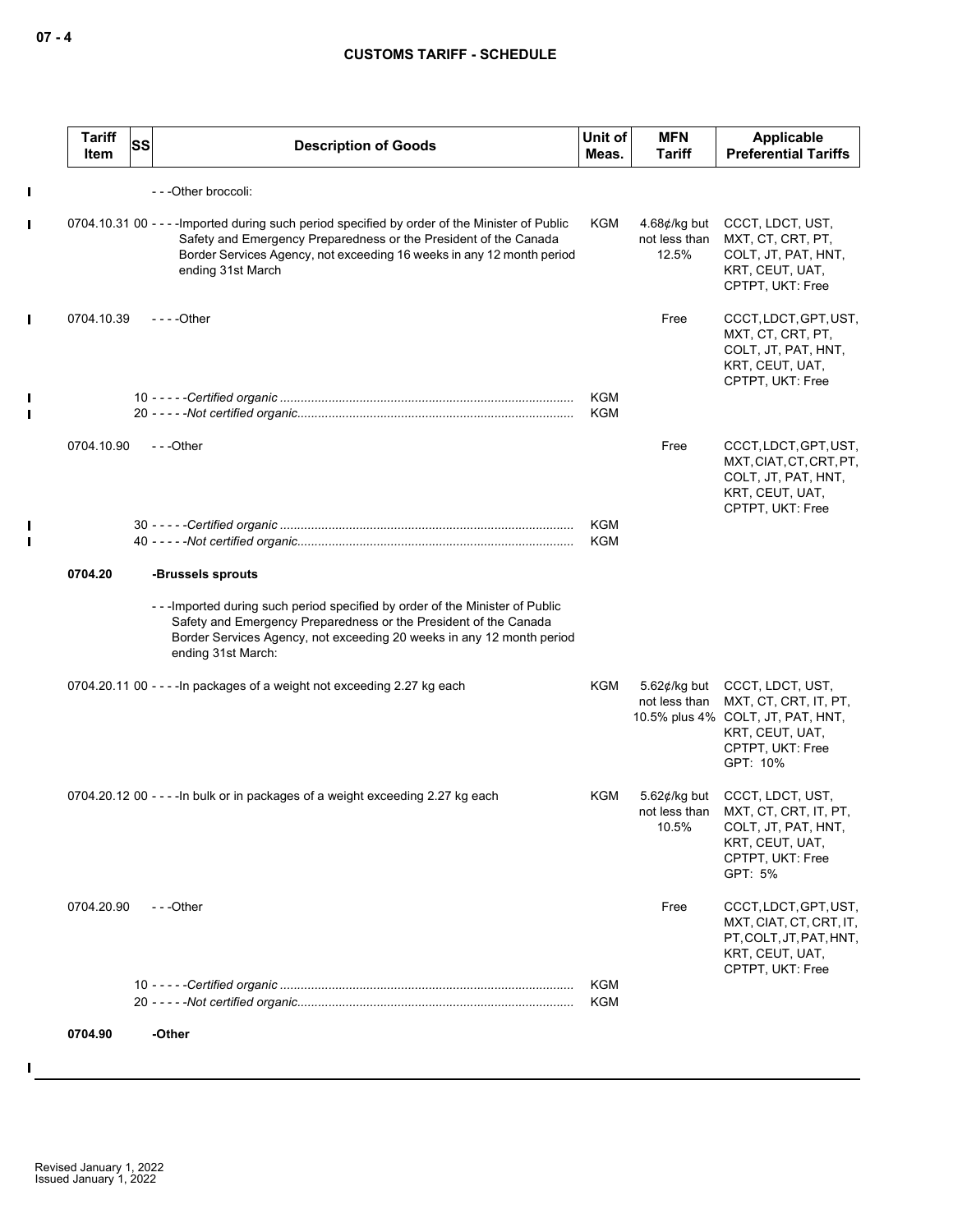| Tariff Item | SS | Description of Goods | Unit of Meas. | MFN Tariff | Applicable Preferential Tariffs |
|---|---|---|---|---|---|
| | | - - -Other broccoli: | | | |
| 0704.10.31 | 00 | - - - -Imported during such period specified by order of the Minister of Public Safety and Emergency Preparedness or the President of the Canada Border Services Agency, not exceeding 16 weeks in any 12 month period ending 31st March | KGM | 4.68¢/kg but not less than 12.5% | CCCT, LDCT, UST, MXT, CT, CRT, PT, COLT, JT, PAT, HNT, KRT, CEUT, UAT, CPTPT, UKT: Free |
| 0704.10.39 | | - - - -Other | | Free | CCCT, LDCT, GPT, UST, MXT, CT, CRT, PT, COLT, JT, PAT, HNT, KRT, CEUT, UAT, CPTPT, UKT: Free |
| | 10 | - - - - -*Certified organic* | KGM | | |
| | 20 | - - - - -*Not certified organic* | KGM | | |
| 0704.10.90 | | - - -Other | | Free | CCCT, LDCT, GPT, UST, MXT, CIAT, CT, CRT, PT, COLT, JT, PAT, HNT, KRT, CEUT, UAT, CPTPT, UKT: Free |
| | 30 | - - - - -*Certified organic* | KGM | | |
| | 40 | - - - - -*Not certified organic* | KGM | | |
| **0704.20** | | **-Brussels sprouts** | | | |
| | | - - -Imported during such period specified by order of the Minister of Public Safety and Emergency Preparedness or the President of the Canada Border Services Agency, not exceeding 20 weeks in any 12 month period ending 31st March: | | | |
| 0704.20.11 | 00 | - - - -In packages of a weight not exceeding 2.27 kg each | KGM | 5.62¢/kg but not less than 10.5% plus 4% | CCCT, LDCT, UST, MXT, CT, CRT, IT, PT, COLT, JT, PAT, HNT, KRT, CEUT, UAT, CPTPT, UKT: Free<br>GPT: 10% |
| 0704.20.12 | 00 | - - - -In bulk or in packages of a weight exceeding 2.27 kg each | KGM | 5.62¢/kg but not less than 10.5% | CCCT, LDCT, UST, MXT, CT, CRT, IT, PT, COLT, JT, PAT, HNT, KRT, CEUT, UAT, CPTPT, UKT: Free<br>GPT: 5% |
| 0704.20.90 | | - - -Other | | Free | CCCT, LDCT, GPT, UST, MXT, CIAT, CT, CRT, IT, PT, COLT, JT, PAT, HNT, KRT, CEUT, UAT, CPTPT, UKT: Free |
| | 10 | - - - - -*Certified organic* | KGM | | |
| | 20 | - - - - -*Not certified organic* | KGM | | |
| **0704.90** | | **-Other** | | | |

Revised January 1, 2022
Issued January 1, 2022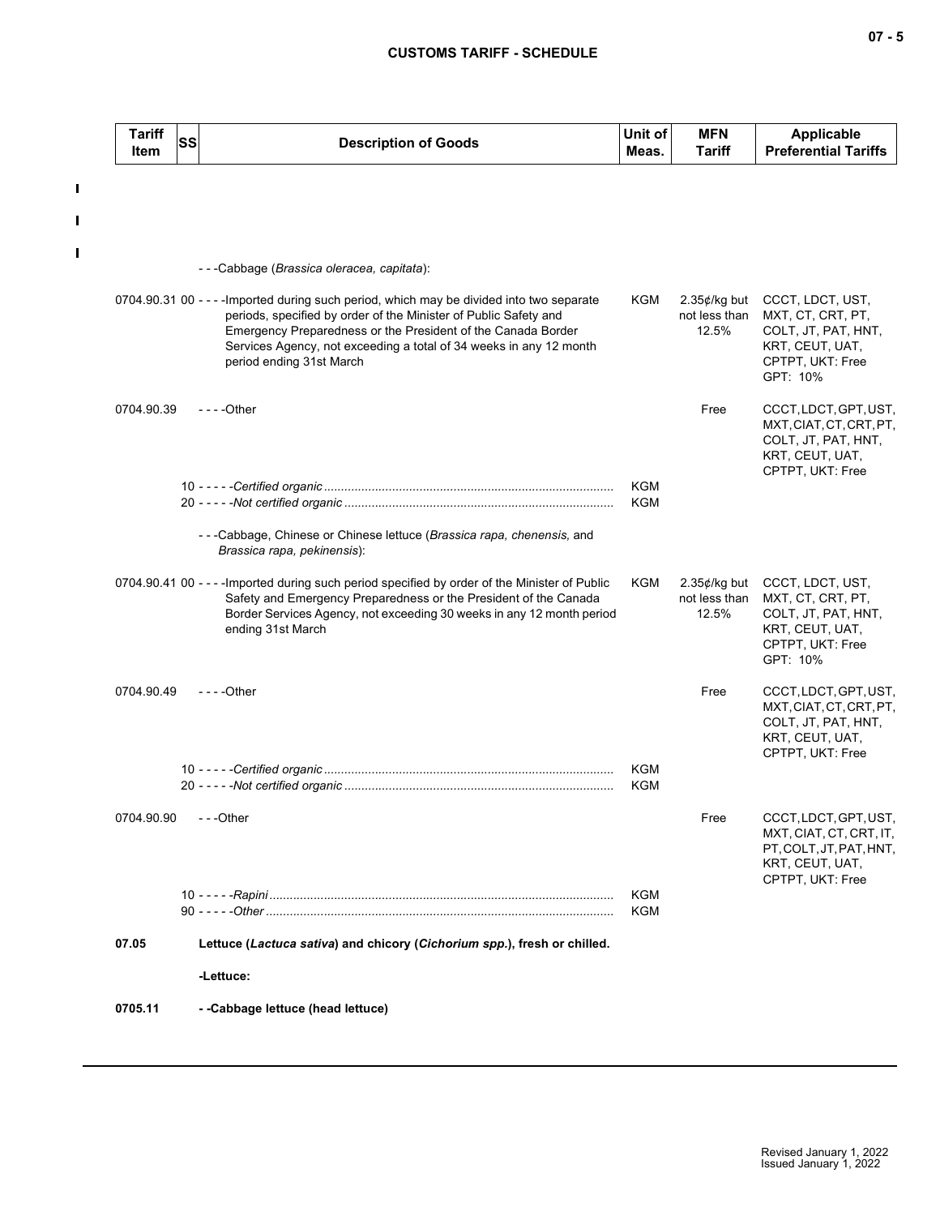| Tariff Item | SS | Description of Goods | Unit of Meas. | MFN Tariff | Applicable Preferential Tariffs |
|---|---|---|---|---|---|
| | | - - -Cabbage (*Brassica oleracea, capitata*): | | | |
| 0704.90.31 | 00 | - - - -Imported during such period, which may be divided into two separate periods, specified by order of the Minister of Public Safety and Emergency Preparedness or the President of the Canada Border Services Agency, not exceeding a total of 34 weeks in any 12 month period ending 31st March | KGM | 2.35¢/kg but not less than 12.5% | CCCT, LDCT, UST, MXT, CT, CRT, PT, COLT, JT, PAT, HNT, KRT, CEUT, UAT, CPTPT, UKT: Free GPT: 10% |
| 0704.90.39 | | - - - -Other | | Free | CCCT, LDCT, GPT, UST, MXT, CIAT, CT, CRT, PT, COLT, JT, PAT, HNT, KRT, CEUT, UAT, CPTPT, UKT: Free |
| | 10 | - - - - -*Certified organic* | KGM | | |
| | 20 | - - - - -*Not certified organic* | KGM | | |
| | | - - -Cabbage, Chinese or Chinese lettuce (*Brassica rapa, chenensis,* and *Brassica rapa, pekinensis*): | | | |
| 0704.90.41 | 00 | - - - -Imported during such period specified by order of the Minister of Public Safety and Emergency Preparedness or the President of the Canada Border Services Agency, not exceeding 30 weeks in any 12 month period ending 31st March | KGM | 2.35¢/kg but not less than 12.5% | CCCT, LDCT, UST, MXT, CT, CRT, PT, COLT, JT, PAT, HNT, KRT, CEUT, UAT, CPTPT, UKT: Free GPT: 10% |
| 0704.90.49 | | - - - -Other | | Free | CCCT, LDCT, GPT, UST, MXT, CIAT, CT, CRT, PT, COLT, JT, PAT, HNT, KRT, CEUT, UAT, CPTPT, UKT: Free |
| | 10 | - - - - -*Certified organic* | KGM | | |
| | 20 | - - - - -*Not certified organic* | KGM | | |
| 0704.90.90 | | - - -Other | | Free | CCCT, LDCT, GPT, UST, MXT, CIAT, CT, CRT, IT, PT, COLT, JT, PAT, HNT, KRT, CEUT, UAT, CPTPT, UKT: Free |
| | 10 | - - - - -*Rapini* | KGM | | |
| | 90 | - - - - -*Other* | KGM | | |
| **07.05** | | **Lettuce (*Lactuca sativa*) and chicory (*Cichorium spp.*), fresh or chilled.** | | | |
| | | **-Lettuce:** | | | |
| **0705.11** | | **- -Cabbage lettuce (head lettuce)** | | | |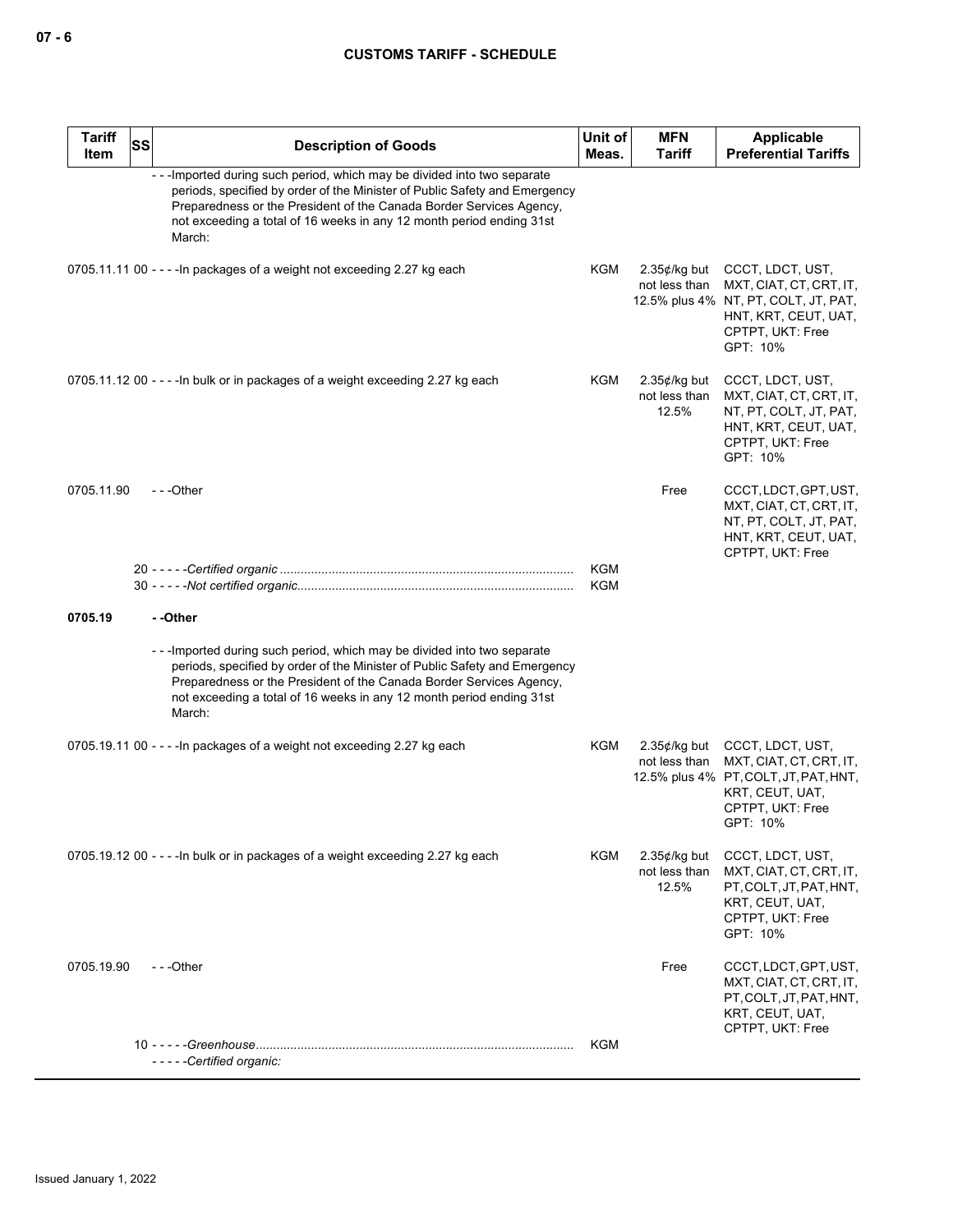| Tariff Item | SS | Description of Goods | Unit of Meas. | MFN Tariff | Applicable Preferential Tariffs |
|---|---|---|---|---|---|
| | | - - -Imported during such period, which may be divided into two separate periods, specified by order of the Minister of Public Safety and Emergency Preparedness or the President of the Canada Border Services Agency, not exceeding a total of 16 weeks in any 12 month period ending 31st March: | | | |
| 0705.11.11 | 00 | - - - -In packages of a weight not exceeding 2.27 kg each | KGM | 2.35¢/kg but not less than 12.5% plus 4% | CCCT, LDCT, UST, MXT, CIAT, CT, CRT, IT, NT, PT, COLT, JT, PAT, HNT, KRT, CEUT, UAT, CPTPT, UKT: Free GPT: 10% |
| 0705.11.12 | 00 | - - - -In bulk or in packages of a weight exceeding 2.27 kg each | KGM | 2.35¢/kg but not less than 12.5% | CCCT, LDCT, UST, MXT, CIAT, CT, CRT, IT, NT, PT, COLT, JT, PAT, HNT, KRT, CEUT, UAT, CPTPT, UKT: Free GPT: 10% |
| 0705.11.90 | | - - -Other | | Free | CCCT, LDCT, GPT, UST, MXT, CIAT, CT, CRT, IT, NT, PT, COLT, JT, PAT, HNT, KRT, CEUT, UAT, CPTPT, UKT: Free |
| | 20 | - - - - -*Certified organic* | KGM | | |
| | 30 | - - - - -*Not certified organic* | KGM | | |
| **0705.19** | | **- -Other** | | | |
| | | - - -Imported during such period, which may be divided into two separate periods, specified by order of the Minister of Public Safety and Emergency Preparedness or the President of the Canada Border Services Agency, not exceeding a total of 16 weeks in any 12 month period ending 31st March: | | | |
| 0705.19.11 | 00 | - - - -In packages of a weight not exceeding 2.27 kg each | KGM | 2.35¢/kg but not less than 12.5% plus 4% | CCCT, LDCT, UST, MXT, CIAT, CT, CRT, IT, PT, COLT, JT, PAT, HNT, KRT, CEUT, UAT, CPTPT, UKT: Free GPT: 10% |
| 0705.19.12 | 00 | - - - -In bulk or in packages of a weight exceeding 2.27 kg each | KGM | 2.35¢/kg but not less than 12.5% | CCCT, LDCT, UST, MXT, CIAT, CT, CRT, IT, PT, COLT, JT, PAT, HNT, KRT, CEUT, UAT, CPTPT, UKT: Free GPT: 10% |
| 0705.19.90 | | - - -Other | | Free | CCCT, LDCT, GPT, UST, MXT, CIAT, CT, CRT, IT, PT, COLT, JT, PAT, HNT, KRT, CEUT, UAT, CPTPT, UKT: Free |
| | 10 | - - - - -*Greenhouse* | KGM | | |
| | | - - - - -*Certified organic:* | | | |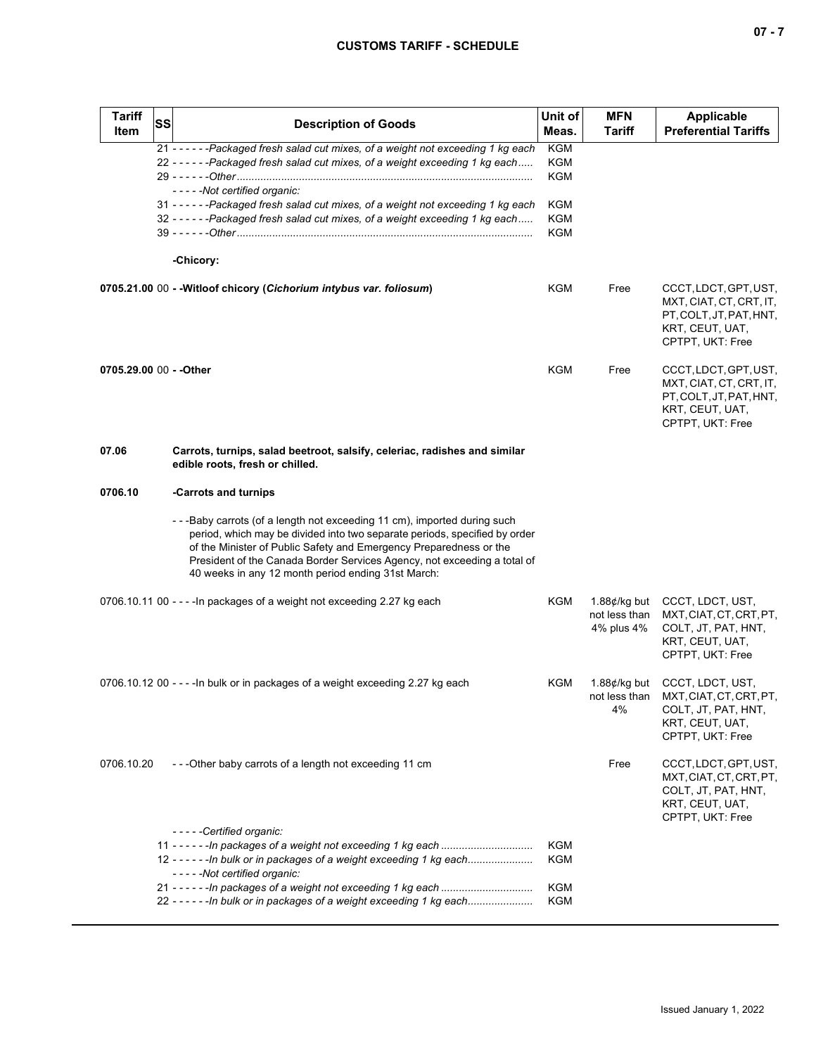| Tariff Item | SS | Description of Goods | Unit of Meas. | MFN Tariff | Applicable Preferential Tariffs |
|---|---|---|---|---|---|
| | | 21 - - - - - -*Packaged fresh salad cut mixes, of a weight not exceeding 1 kg each* | KGM | | |
| | | 22 - - - - - -*Packaged fresh salad cut mixes, of a weight exceeding 1 kg each.....* | KGM | | |
| | | 29 - - - - - -*Other.................................................................................................* | KGM | | |
| | | - - - - -*Not certified organic:* | | | |
| | | 31 - - - - - -*Packaged fresh salad cut mixes, of a weight not exceeding 1 kg each* | KGM | | |
| | | 32 - - - - - -*Packaged fresh salad cut mixes, of a weight exceeding 1 kg each.....* | KGM | | |
| | | 39 - - - - - -*Other.................................................................................................* | KGM | | |
| | | **-Chicory:** | | | |
| **0705.21.00** | 00 | **- -Witloof chicory (*Cichorium intybus var. foliosum*)** | KGM | Free | CCCT, LDCT, GPT, UST, MXT, CIAT, CT, CRT, IT, PT, COLT, JT, PAT, HNT, KRT, CEUT, UAT, CPTPT, UKT: Free |
| **0705.29.00** | 00 | **- -Other** | KGM | Free | CCCT, LDCT, GPT, UST, MXT, CIAT, CT, CRT, IT, PT, COLT, JT, PAT, HNT, KRT, CEUT, UAT, CPTPT, UKT: Free |
| **07.06** | | **Carrots, turnips, salad beetroot, salsify, celeriac, radishes and similar edible roots, fresh or chilled.** | | | |
| **0706.10** | | **-Carrots and turnips** | | | |
| | | - - -Baby carrots (of a length not exceeding 11 cm), imported during such period, which may be divided into two separate periods, specified by order of the Minister of Public Safety and Emergency Preparedness or the President of the Canada Border Services Agency, not exceeding a total of 40 weeks in any 12 month period ending 31st March: | | | |
| 0706.10.11 | 00 | - - - -In packages of a weight not exceeding 2.27 kg each | KGM | 1.88¢/kg but not less than 4% plus 4% | CCCT, LDCT, UST, MXT, CIAT, CT, CRT, PT, COLT, JT, PAT, HNT, KRT, CEUT, UAT, CPTPT, UKT: Free |
| 0706.10.12 | 00 | - - - -In bulk or in packages of a weight exceeding 2.27 kg each | KGM | 1.88¢/kg but not less than 4% | CCCT, LDCT, UST, MXT, CIAT, CT, CRT, PT, COLT, JT, PAT, HNT, KRT, CEUT, UAT, CPTPT, UKT: Free |
| 0706.10.20 | | - - -Other baby carrots of a length not exceeding 11 cm | | Free | CCCT, LDCT, GPT, UST, MXT, CIAT, CT, CRT, PT, COLT, JT, PAT, HNT, KRT, CEUT, UAT, CPTPT, UKT: Free |
| | | - - - - -*Certified organic:* | | | |
| | | 11 - - - - - -*In packages of a weight not exceeding 1 kg each ...............................* | KGM | | |
| | | 12 - - - - - -*In bulk or in packages of a weight exceeding 1 kg each......................* | KGM | | |
| | | - - - - -*Not certified organic:* | | | |
| | | 21 - - - - - -*In packages of a weight not exceeding 1 kg each ...............................* | KGM | | |
| | | 22 - - - - - -*In bulk or in packages of a weight exceeding 1 kg each......................* | KGM | | |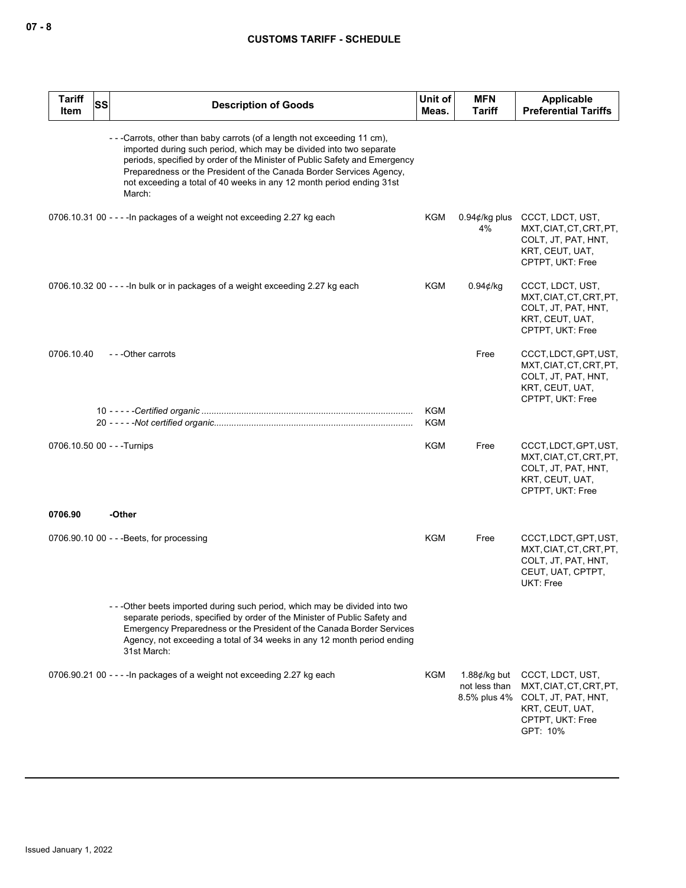| Tariff Item | SS | Description of Goods | Unit of Meas. | MFN Tariff | Applicable Preferential Tariffs |
|---|---|---|---|---|---|
| | | - - -Carrots, other than baby carrots (of a length not exceeding 11 cm), imported during such period, which may be divided into two separate periods, specified by order of the Minister of Public Safety and Emergency Preparedness or the President of the Canada Border Services Agency, not exceeding a total of 40 weeks in any 12 month period ending 31st March: | | | |
| 0706.10.31 | 00 | - - - -In packages of a weight not exceeding 2.27 kg each | KGM | 0.94¢/kg plus 4% | CCCT, LDCT, UST, MXT, CIAT, CT, CRT, PT, COLT, JT, PAT, HNT, KRT, CEUT, UAT, CPTPT, UKT: Free |
| 0706.10.32 | 00 | - - - -In bulk or in packages of a weight exceeding 2.27 kg each | KGM | 0.94¢/kg | CCCT, LDCT, UST, MXT, CIAT, CT, CRT, PT, COLT, JT, PAT, HNT, KRT, CEUT, UAT, CPTPT, UKT: Free |
| 0706.10.40 | | - - -Other carrots | | Free | CCCT, LDCT, GPT, UST, MXT, CIAT, CT, CRT, PT, COLT, JT, PAT, HNT, KRT, CEUT, UAT, CPTPT, UKT: Free |
| | 10 | - - - - -*Certified organic* | KGM | | |
| | 20 | - - - - -*Not certified organic* | KGM | | |
| 0706.10.50 | 00 | - - -Turnips | KGM | Free | CCCT, LDCT, GPT, UST, MXT, CIAT, CT, CRT, PT, COLT, JT, PAT, HNT, KRT, CEUT, UAT, CPTPT, UKT: Free |
| **0706.90** | | **-Other** | | | |
| 0706.90.10 | 00 | - - -Beets, for processing | KGM | Free | CCCT, LDCT, GPT, UST, MXT, CIAT, CT, CRT, PT, COLT, JT, PAT, HNT, CEUT, UAT, CPTPT, UKT: Free |
| | | - - -Other beets imported during such period, which may be divided into two separate periods, specified by order of the Minister of Public Safety and Emergency Preparedness or the President of the Canada Border Services Agency, not exceeding a total of 34 weeks in any 12 month period ending 31st March: | | | |
| 0706.90.21 | 00 | - - - -In packages of a weight not exceeding 2.27 kg each | KGM | 1.88¢/kg but not less than 8.5% plus 4% | CCCT, LDCT, UST, MXT, CIAT, CT, CRT, PT, COLT, JT, PAT, HNT, KRT, CEUT, UAT, CPTPT, UKT: Free<br>GPT: 10% |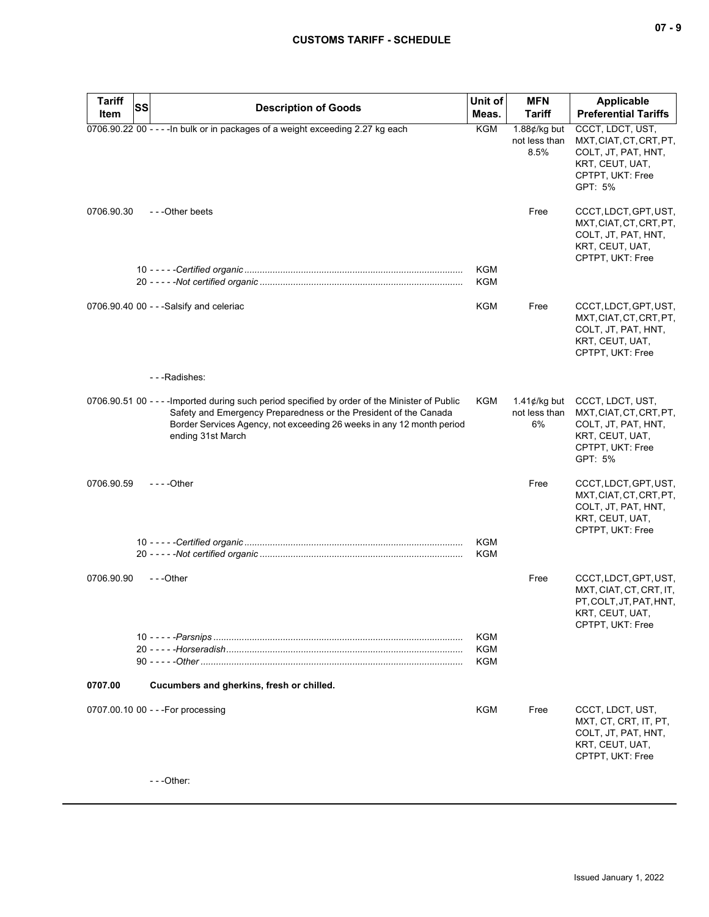| Tariff Item | SS | Description of Goods | Unit of Meas. | MFN Tariff | Applicable Preferential Tariffs |
|---|---|---|---|---|---|
| 0706.90.22 | 00 | - - - -In bulk or in packages of a weight exceeding 2.27 kg each | KGM | 1.88¢/kg but not less than 8.5% | CCCT, LDCT, UST, MXT, CIAT, CT, CRT, PT, COLT, JT, PAT, HNT, KRT, CEUT, UAT, CPTPT, UKT: Free GPT: 5% |
| 0706.90.30 | | - - -Other beets | | Free | CCCT, LDCT, GPT, UST, MXT, CIAT, CT, CRT, PT, COLT, JT, PAT, HNT, KRT, CEUT, UAT, CPTPT, UKT: Free |
| | 10 | - - - - -*Certified organic* | KGM | | |
| | 20 | - - - - -*Not certified organic* | KGM | | |
| 0706.90.40 | 00 | - - -Salsify and celeriac | KGM | Free | CCCT, LDCT, GPT, UST, MXT, CIAT, CT, CRT, PT, COLT, JT, PAT, HNT, KRT, CEUT, UAT, CPTPT, UKT: Free |
| | | - - -Radishes: | | | |
| 0706.90.51 | 00 | - - - -Imported during such period specified by order of the Minister of Public Safety and Emergency Preparedness or the President of the Canada Border Services Agency, not exceeding 26 weeks in any 12 month period ending 31st March | KGM | 1.41¢/kg but not less than 6% | CCCT, LDCT, UST, MXT, CIAT, CT, CRT, PT, COLT, JT, PAT, HNT, KRT, CEUT, UAT, CPTPT, UKT: Free GPT: 5% |
| 0706.90.59 | | - - - -Other | | Free | CCCT, LDCT, GPT, UST, MXT, CIAT, CT, CRT, PT, COLT, JT, PAT, HNT, KRT, CEUT, UAT, CPTPT, UKT: Free |
| | 10 | - - - - -*Certified organic* | KGM | | |
| | 20 | - - - - -*Not certified organic* | KGM | | |
| 0706.90.90 | | - - -Other | | Free | CCCT, LDCT, GPT, UST, MXT, CIAT, CT, CRT, IT, PT, COLT, JT, PAT, HNT, KRT, CEUT, UAT, CPTPT, UKT: Free |
| | 10 | - - - - -*Parsnips* | KGM | | |
| | 20 | - - - - -*Horseradish* | KGM | | |
| | 90 | - - - - -*Other* | KGM | | |
| **0707.00** | | **Cucumbers and gherkins, fresh or chilled.** | | | |
| 0707.00.10 | 00 | - - -For processing | KGM | Free | CCCT, LDCT, UST, MXT, CT, CRT, IT, PT, COLT, JT, PAT, HNT, KRT, CEUT, UAT, CPTPT, UKT: Free |
| | | - - -Other: | | | |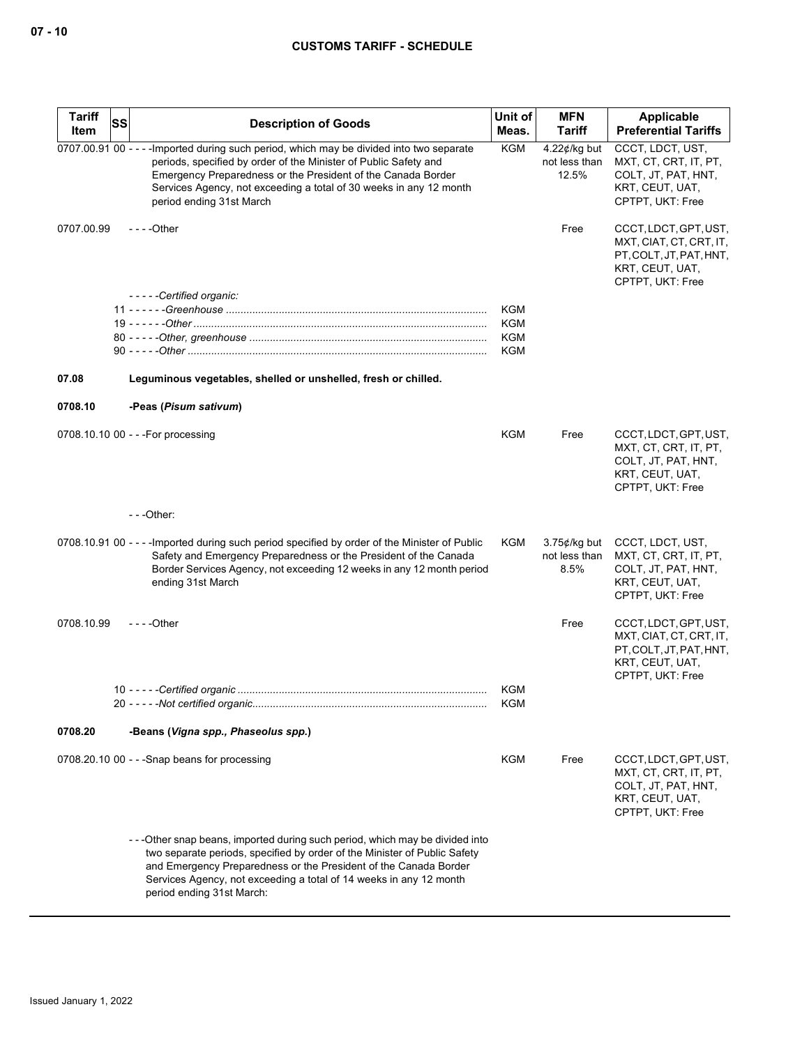| Tariff Item | SS | Description of Goods | Unit of Meas. | MFN Tariff | Applicable Preferential Tariffs |
|---|---|---|---|---|---|
| 0707.00.91 | 00 | - - - -Imported during such period, which may be divided into two separate periods, specified by order of the Minister of Public Safety and Emergency Preparedness or the President of the Canada Border Services Agency, not exceeding a total of 30 weeks in any 12 month period ending 31st March | KGM | 4.22¢/kg but not less than 12.5% | CCCT, LDCT, UST, MXT, CT, CRT, IT, PT, COLT, JT, PAT, HNT, KRT, CEUT, UAT, CPTPT, UKT: Free |
| 0707.00.99 | | - - - -Other | | Free | CCCT, LDCT, GPT, UST, MXT, CIAT, CT, CRT, IT, PT, COLT, JT, PAT, HNT, KRT, CEUT, UAT, CPTPT, UKT: Free |
| | | - - - - -*Certified organic:* | | | |
| | 11 | - - - - - -*Greenhouse* | KGM | | |
| | 19 | - - - - - -*Other* | KGM | | |
| | 80 | - - - - -*Other, greenhouse* | KGM | | |
| | 90 | - - - - -*Other* | KGM | | |
| **07.08** | | **Leguminous vegetables, shelled or unshelled, fresh or chilled.** | | | |
| **0708.10** | | **-Peas (*Pisum sativum*)** | | | |
| 0708.10.10 | 00 | - - -For processing | KGM | Free | CCCT, LDCT, GPT, UST, MXT, CT, CRT, IT, PT, COLT, JT, PAT, HNT, KRT, CEUT, UAT, CPTPT, UKT: Free |
| | | - - -Other: | | | |
| 0708.10.91 | 00 | - - - -Imported during such period specified by order of the Minister of Public Safety and Emergency Preparedness or the President of the Canada Border Services Agency, not exceeding 12 weeks in any 12 month period ending 31st March | KGM | 3.75¢/kg but not less than 8.5% | CCCT, LDCT, UST, MXT, CT, CRT, IT, PT, COLT, JT, PAT, HNT, KRT, CEUT, UAT, CPTPT, UKT: Free |
| 0708.10.99 | | - - - -Other | | Free | CCCT, LDCT, GPT, UST, MXT, CIAT, CT, CRT, IT, PT, COLT, JT, PAT, HNT, KRT, CEUT, UAT, CPTPT, UKT: Free |
| | 10 | - - - - -*Certified organic* | KGM | | |
| | 20 | - - - - -*Not certified organic* | KGM | | |
| **0708.20** | | **-Beans (*Vigna spp., Phaseolus spp.*)** | | | |
| 0708.20.10 | 00 | - - -Snap beans for processing | KGM | Free | CCCT, LDCT, GPT, UST, MXT, CT, CRT, IT, PT, COLT, JT, PAT, HNT, KRT, CEUT, UAT, CPTPT, UKT: Free |
| | | - - -Other snap beans, imported during such period, which may be divided into two separate periods, specified by order of the Minister of Public Safety and Emergency Preparedness or the President of the Canada Border Services Agency, not exceeding a total of 14 weeks in any 12 month period ending 31st March: | | | |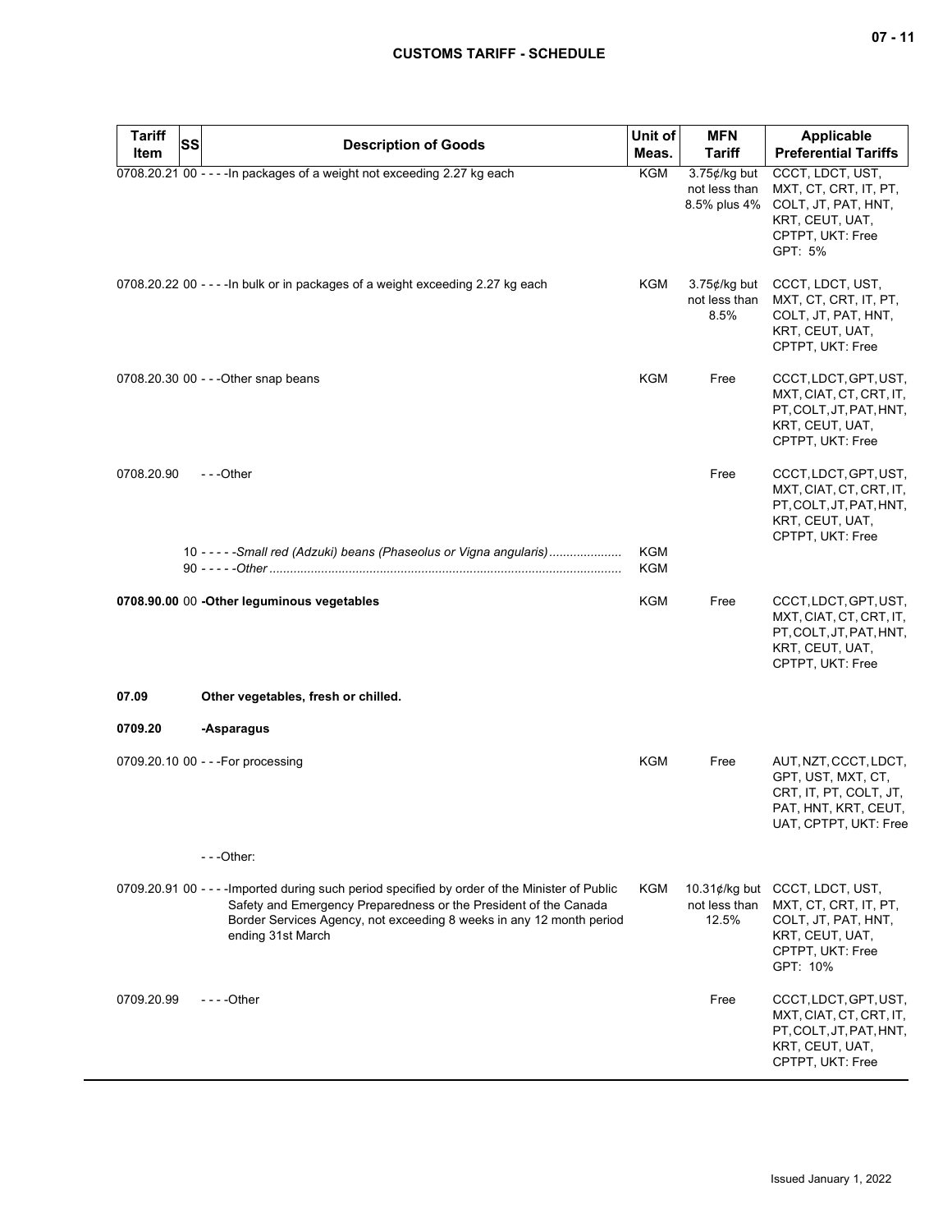| Tariff Item | SS | Description of Goods | Unit of Meas. | MFN Tariff | Applicable Preferential Tariffs |
|---|---|---|---|---|---|
| 0708.20.21 | 00 | - - - -In packages of a weight not exceeding 2.27 kg each | KGM | 3.75¢/kg but not less than 8.5% plus 4% | CCCT, LDCT, UST, MXT, CT, CRT, IT, PT, COLT, JT, PAT, HNT, KRT, CEUT, UAT, CPTPT, UKT: Free<br>GPT: 5% |
| 0708.20.22 | 00 | - - - -In bulk or in packages of a weight exceeding 2.27 kg each | KGM | 3.75¢/kg but not less than 8.5% | CCCT, LDCT, UST, MXT, CT, CRT, IT, PT, COLT, JT, PAT, HNT, KRT, CEUT, UAT, CPTPT, UKT: Free |
| 0708.20.30 | 00 | - - -Other snap beans | KGM | Free | CCCT, LDCT, GPT, UST, MXT, CIAT, CT, CRT, IT, PT, COLT, JT, PAT, HNT, KRT, CEUT, UAT, CPTPT, UKT: Free |
| 0708.20.90 | | - - -Other | | Free | CCCT, LDCT, GPT, UST, MXT, CIAT, CT, CRT, IT, PT, COLT, JT, PAT, HNT, KRT, CEUT, UAT, CPTPT, UKT: Free |
| | 10 | - - - - -*Small red (Adzuki) beans (Phaseolus or Vigna angularis)* | KGM | | |
| | 90 | - - - - -*Other* | KGM | | |
| **0708.90.00** | 00 | **-Other leguminous vegetables** | KGM | Free | CCCT, LDCT, GPT, UST, MXT, CIAT, CT, CRT, IT, PT, COLT, JT, PAT, HNT, KRT, CEUT, UAT, CPTPT, UKT: Free |
| **07.09** | | **Other vegetables, fresh or chilled.** | | | |
| **0709.20** | | **-Asparagus** | | | |
| 0709.20.10 | 00 | - - -For processing | KGM | Free | AUT, NZT, CCCT, LDCT, GPT, UST, MXT, CT, CRT, IT, PT, COLT, JT, PAT, HNT, KRT, CEUT, UAT, CPTPT, UKT: Free |
| | | - - -Other: | | | |
| 0709.20.91 | 00 | - - - -Imported during such period specified by order of the Minister of Public Safety and Emergency Preparedness or the President of the Canada Border Services Agency, not exceeding 8 weeks in any 12 month period ending 31st March | KGM | 10.31¢/kg but not less than 12.5% | CCCT, LDCT, UST, MXT, CT, CRT, IT, PT, COLT, JT, PAT, HNT, KRT, CEUT, UAT, CPTPT, UKT: Free<br>GPT: 10% |
| 0709.20.99 | | - - - -Other | | Free | CCCT, LDCT, GPT, UST, MXT, CIAT, CT, CRT, IT, PT, COLT, JT, PAT, HNT, KRT, CEUT, UAT, CPTPT, UKT: Free |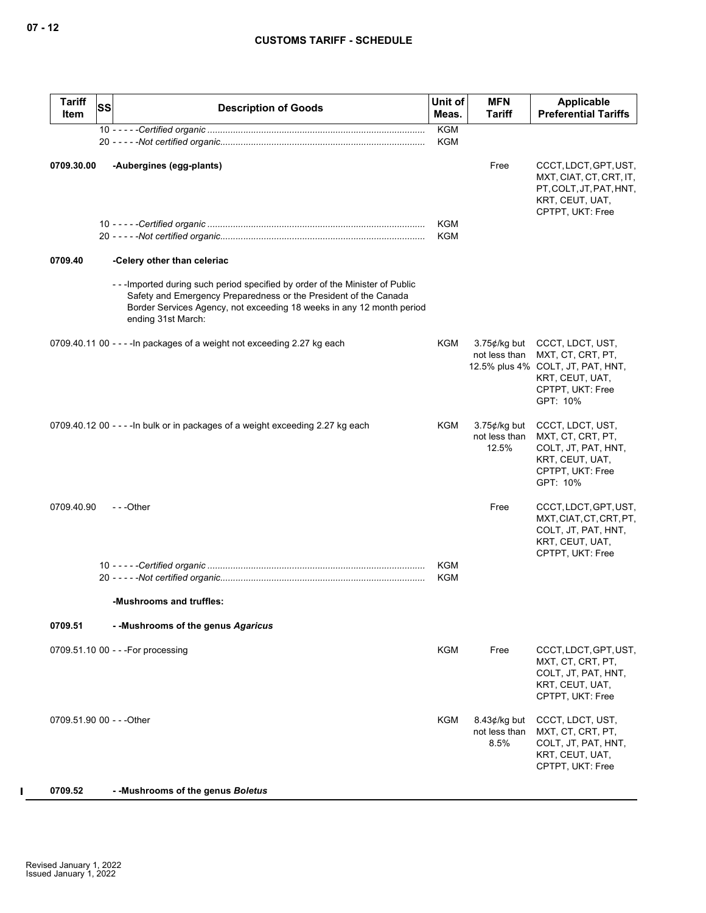| Tariff Item | SS | Description of Goods | Unit of Meas. | MFN Tariff | Applicable Preferential Tariffs |
|---|---|---|---|---|---|
| | | 10 - - - - -*Certified organic* | KGM | | |
| | | 20 - - - - -*Not certified organic* | KGM | | |
| **0709.30.00** | | **-Aubergines (egg-plants)** | | Free | CCCT, LDCT, GPT, UST, MXT, CIAT, CT, CRT, IT, PT, COLT, JT, PAT, HNT, KRT, CEUT, UAT, CPTPT, UKT: Free |
| | | 10 - - - - -*Certified organic* | KGM | | |
| | | 20 - - - - -*Not certified organic* | KGM | | |
| **0709.40** | | **-Celery other than celeriac** | | | |
| | | - - -Imported during such period specified by order of the Minister of Public Safety and Emergency Preparedness or the President of the Canada Border Services Agency, not exceeding 18 weeks in any 12 month period ending 31st March: | | | |
| 0709.40.11 | 00 | - - - -In packages of a weight not exceeding 2.27 kg each | KGM | 3.75¢/kg but not less than 12.5% plus 4% | CCCT, LDCT, UST, MXT, CT, CRT, PT, COLT, JT, PAT, HNT, KRT, CEUT, UAT, CPTPT, UKT: Free<br>GPT: 10% |
| 0709.40.12 | 00 | - - - -In bulk or in packages of a weight exceeding 2.27 kg each | KGM | 3.75¢/kg but not less than 12.5% | CCCT, LDCT, UST, MXT, CT, CRT, PT, COLT, JT, PAT, HNT, KRT, CEUT, UAT, CPTPT, UKT: Free<br>GPT: 10% |
| 0709.40.90 | | - - -Other | | Free | CCCT, LDCT, GPT, UST, MXT, CIAT, CT, CRT, PT, COLT, JT, PAT, HNT, KRT, CEUT, UAT, CPTPT, UKT: Free |
| | | 10 - - - - -*Certified organic* | KGM | | |
| | | 20 - - - - -*Not certified organic* | KGM | | |
| | | **-Mushrooms and truffles:** | | | |
| **0709.51** | | **- -Mushrooms of the genus *Agaricus*** | | | |
| 0709.51.10 | 00 | - - -For processing | KGM | Free | CCCT, LDCT, GPT, UST, MXT, CT, CRT, PT, COLT, JT, PAT, HNT, KRT, CEUT, UAT, CPTPT, UKT: Free |
| 0709.51.90 | 00 | - - -Other | KGM | 8.43¢/kg but not less than 8.5% | CCCT, LDCT, UST, MXT, CT, CRT, PT, COLT, JT, PAT, HNT, KRT, CEUT, UAT, CPTPT, UKT: Free |
| **0709.52** | | **- -Mushrooms of the genus *Boletus*** | | | |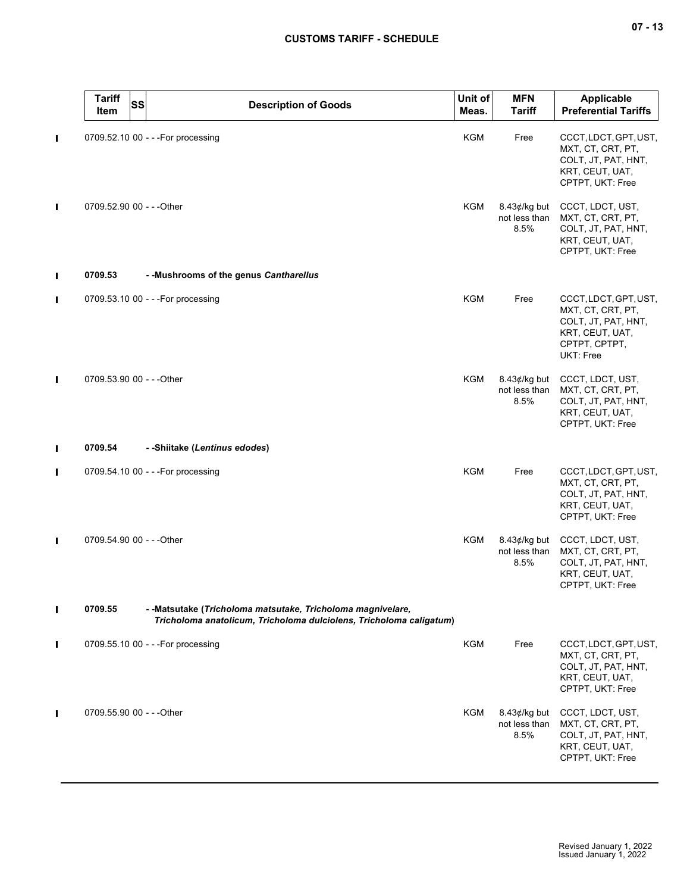| Tariff Item | SS | Description of Goods | Unit of Meas. | MFN Tariff | Applicable Preferential Tariffs |
|---|---|---|---|---|---|
| 0709.52.10 | 00 | - - -For processing | KGM | Free | CCCT, LDCT, GPT, UST, MXT, CT, CRT, PT, COLT, JT, PAT, HNT, KRT, CEUT, UAT, CPTPT, UKT: Free |
| 0709.52.90 | 00 | - - -Other | KGM | 8.43¢/kg but not less than 8.5% | CCCT, LDCT, UST, MXT, CT, CRT, PT, COLT, JT, PAT, HNT, KRT, CEUT, UAT, CPTPT, UKT: Free |
| **0709.53** | | **- -Mushrooms of the genus *Cantharellus*** | | | |
| 0709.53.10 | 00 | - - -For processing | KGM | Free | CCCT, LDCT, GPT, UST, MXT, CT, CRT, PT, COLT, JT, PAT, HNT, KRT, CEUT, UAT, CPTPT, CPTPT, UKT: Free |
| 0709.53.90 | 00 | - - -Other | KGM | 8.43¢/kg but not less than 8.5% | CCCT, LDCT, UST, MXT, CT, CRT, PT, COLT, JT, PAT, HNT, KRT, CEUT, UAT, CPTPT, UKT: Free |
| **0709.54** | | **- -Shiitake (*Lentinus edodes*)** | | | |
| 0709.54.10 | 00 | - - -For processing | KGM | Free | CCCT, LDCT, GPT, UST, MXT, CT, CRT, PT, COLT, JT, PAT, HNT, KRT, CEUT, UAT, CPTPT, UKT: Free |
| 0709.54.90 | 00 | - - -Other | KGM | 8.43¢/kg but not less than 8.5% | CCCT, LDCT, UST, MXT, CT, CRT, PT, COLT, JT, PAT, HNT, KRT, CEUT, UAT, CPTPT, UKT: Free |
| **0709.55** | | **- -Matsutake (*Tricholoma matsutake, Tricholoma magnivelare, Tricholoma anatolicum, Tricholoma dulciolens, Tricholoma caligatum*)** | | | |
| 0709.55.10 | 00 | - - -For processing | KGM | Free | CCCT, LDCT, GPT, UST, MXT, CT, CRT, PT, COLT, JT, PAT, HNT, KRT, CEUT, UAT, CPTPT, UKT: Free |
| 0709.55.90 | 00 | - - -Other | KGM | 8.43¢/kg but not less than 8.5% | CCCT, LDCT, UST, MXT, CT, CRT, PT, COLT, JT, PAT, HNT, KRT, CEUT, UAT, CPTPT, UKT: Free |

Revised January 1, 2022
Issued January 1, 2022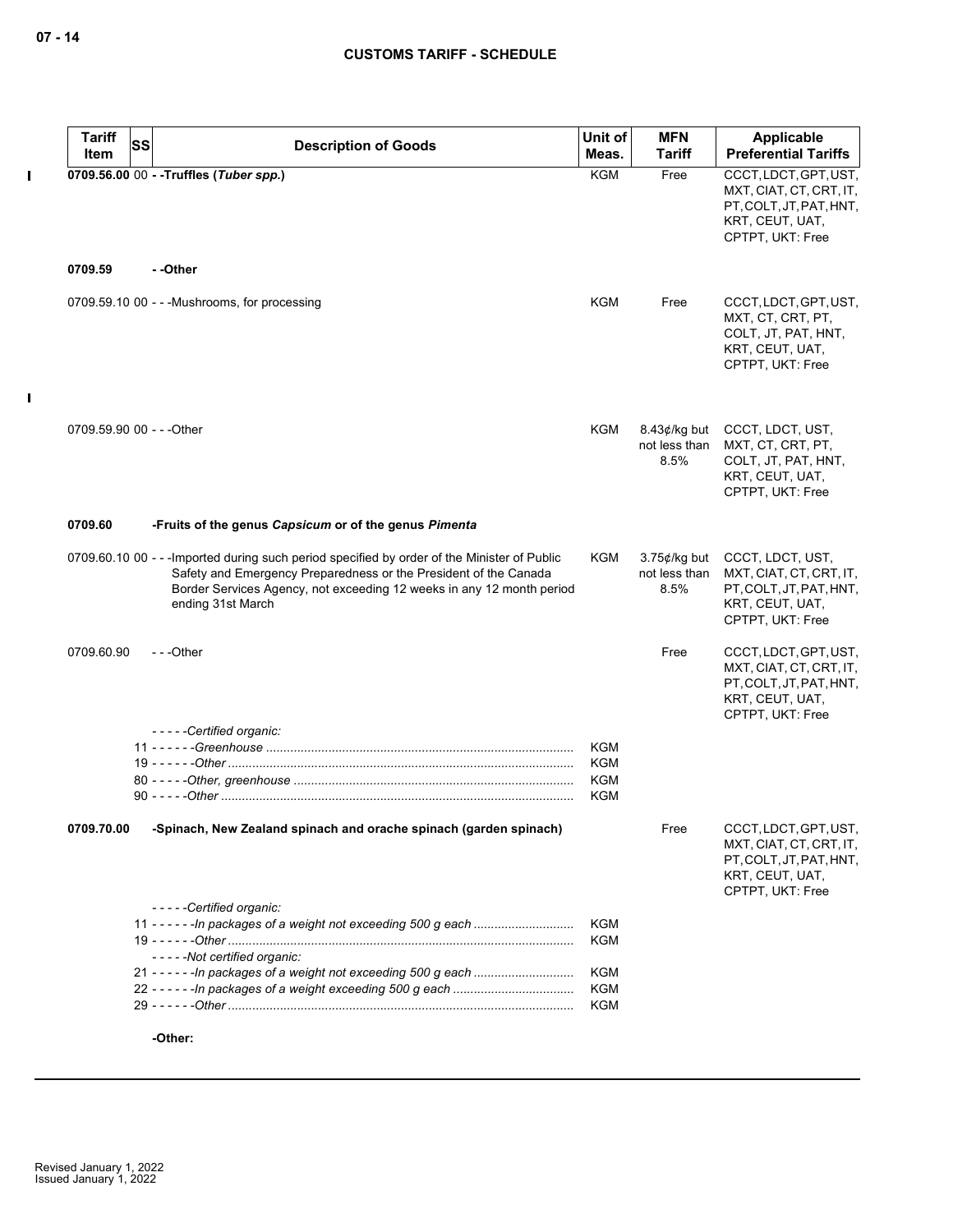| Tariff Item | SS | Description of Goods | Unit of Meas. | MFN Tariff | Applicable Preferential Tariffs |
|---|---|---|---|---|---|
| **0709.56.00** | 00 | **- -Truffles (*Tuber spp.*)** | KGM | Free | CCCT, LDCT, GPT, UST, MXT, CIAT, CT, CRT, IT, PT, COLT, JT, PAT, HNT, KRT, CEUT, UAT, CPTPT, UKT: Free |
| **0709.59** | | **- -Other** | | | |
| 0709.59.10 | 00 | - - -Mushrooms, for processing | KGM | Free | CCCT, LDCT, GPT, UST, MXT, CT, CRT, PT, COLT, JT, PAT, HNT, KRT, CEUT, UAT, CPTPT, UKT: Free |
| 0709.59.90 | 00 | - - -Other | KGM | 8.43¢/kg but not less than 8.5% | CCCT, LDCT, UST, MXT, CT, CRT, PT, COLT, JT, PAT, HNT, KRT, CEUT, UAT, CPTPT, UKT: Free |
| **0709.60** | | **-Fruits of the genus *Capsicum* or of the genus *Pimenta*** | | | |
| 0709.60.10 | 00 | - - -Imported during such period specified by order of the Minister of Public Safety and Emergency Preparedness or the President of the Canada Border Services Agency, not exceeding 12 weeks in any 12 month period ending 31st March | KGM | 3.75¢/kg but not less than 8.5% | CCCT, LDCT, UST, MXT, CIAT, CT, CRT, IT, PT, COLT, JT, PAT, HNT, KRT, CEUT, UAT, CPTPT, UKT: Free |
| 0709.60.90 | | - - -Other | | Free | CCCT, LDCT, GPT, UST, MXT, CIAT, CT, CRT, IT, PT, COLT, JT, PAT, HNT, KRT, CEUT, UAT, CPTPT, UKT: Free |
| | | - - - - -*Certified organic:* | | | |
| | 11 | - - - - - -*Greenhouse* | KGM | | |
| | 19 | - - - - - -*Other* | KGM | | |
| | 80 | - - - - -*Other, greenhouse* | KGM | | |
| | 90 | - - - - -*Other* | KGM | | |
| **0709.70.00** | | **-Spinach, New Zealand spinach and orache spinach (garden spinach)** | | Free | CCCT, LDCT, GPT, UST, MXT, CIAT, CT, CRT, IT, PT, COLT, JT, PAT, HNT, KRT, CEUT, UAT, CPTPT, UKT: Free |
| | | - - - - -*Certified organic:* | | | |
| | 11 | - - - - - -*In packages of a weight not exceeding 500 g each* | KGM | | |
| | 19 | - - - - - -*Other* | KGM | | |
| | | - - - - -*Not certified organic:* | | | |
| | 21 | - - - - - -*In packages of a weight not exceeding 500 g each* | KGM | | |
| | 22 | - - - - - -*In packages of a weight exceeding 500 g each* | KGM | | |
| | 29 | - - - - - -*Other* | KGM | | |
| | | **-Other:** | | | |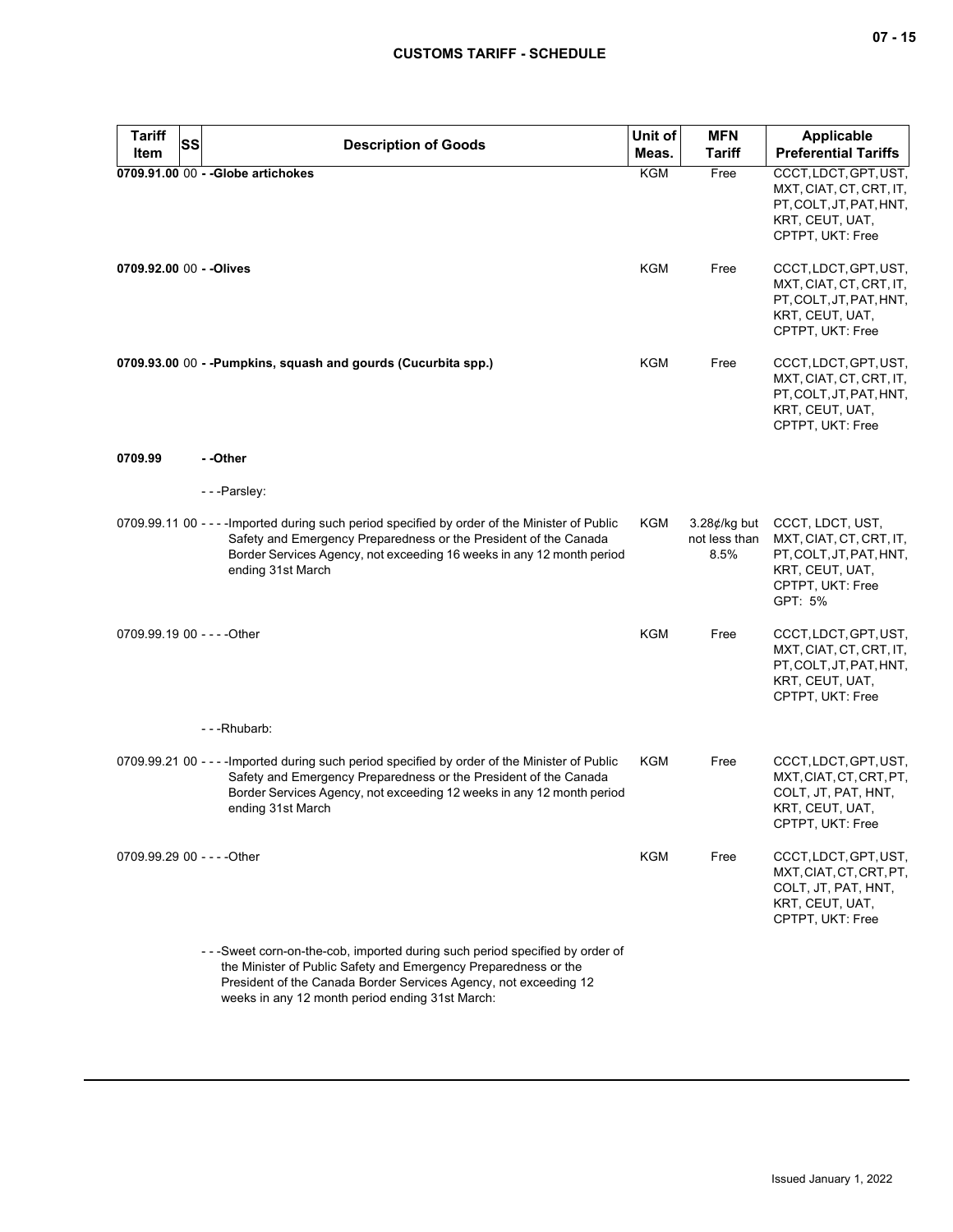| Tariff Item | SS | Description of Goods | Unit of Meas. | MFN Tariff | Applicable Preferential Tariffs |
|---|---|---|---|---|---|
| **0709.91.00** | 00 | **- -Globe artichokes** | KGM | Free | CCCT, LDCT, GPT, UST, MXT, CIAT, CT, CRT, IT, PT, COLT, JT, PAT, HNT, KRT, CEUT, UAT, CPTPT, UKT: Free |
| **0709.92.00** | 00 | **- -Olives** | KGM | Free | CCCT, LDCT, GPT, UST, MXT, CIAT, CT, CRT, IT, PT, COLT, JT, PAT, HNT, KRT, CEUT, UAT, CPTPT, UKT: Free |
| **0709.93.00** | 00 | **- -Pumpkins, squash and gourds (Cucurbita spp.)** | KGM | Free | CCCT, LDCT, GPT, UST, MXT, CIAT, CT, CRT, IT, PT, COLT, JT, PAT, HNT, KRT, CEUT, UAT, CPTPT, UKT: Free |
| **0709.99** | | **- -Other** | | | |
| | | - - -Parsley: | | | |
| 0709.99.11 | 00 | - - - -Imported during such period specified by order of the Minister of Public Safety and Emergency Preparedness or the President of the Canada Border Services Agency, not exceeding 16 weeks in any 12 month period ending 31st March | KGM | 3.28¢/kg but not less than 8.5% | CCCT, LDCT, UST, MXT, CIAT, CT, CRT, IT, PT, COLT, JT, PAT, HNT, KRT, CEUT, UAT, CPTPT, UKT: Free<br>GPT: 5% |
| 0709.99.19 | 00 | - - - -Other | KGM | Free | CCCT, LDCT, GPT, UST, MXT, CIAT, CT, CRT, IT, PT, COLT, JT, PAT, HNT, KRT, CEUT, UAT, CPTPT, UKT: Free |
| | | - - -Rhubarb: | | | |
| 0709.99.21 | 00 | - - - -Imported during such period specified by order of the Minister of Public Safety and Emergency Preparedness or the President of the Canada Border Services Agency, not exceeding 12 weeks in any 12 month period ending 31st March | KGM | Free | CCCT, LDCT, GPT, UST, MXT, CIAT, CT, CRT, PT, COLT, JT, PAT, HNT, KRT, CEUT, UAT, CPTPT, UKT: Free |
| 0709.99.29 | 00 | - - - -Other | KGM | Free | CCCT, LDCT, GPT, UST, MXT, CIAT, CT, CRT, PT, COLT, JT, PAT, HNT, KRT, CEUT, UAT, CPTPT, UKT: Free |
| | | - - -Sweet corn-on-the-cob, imported during such period specified by order of the Minister of Public Safety and Emergency Preparedness or the President of the Canada Border Services Agency, not exceeding 12 weeks in any 12 month period ending 31st March: | | | |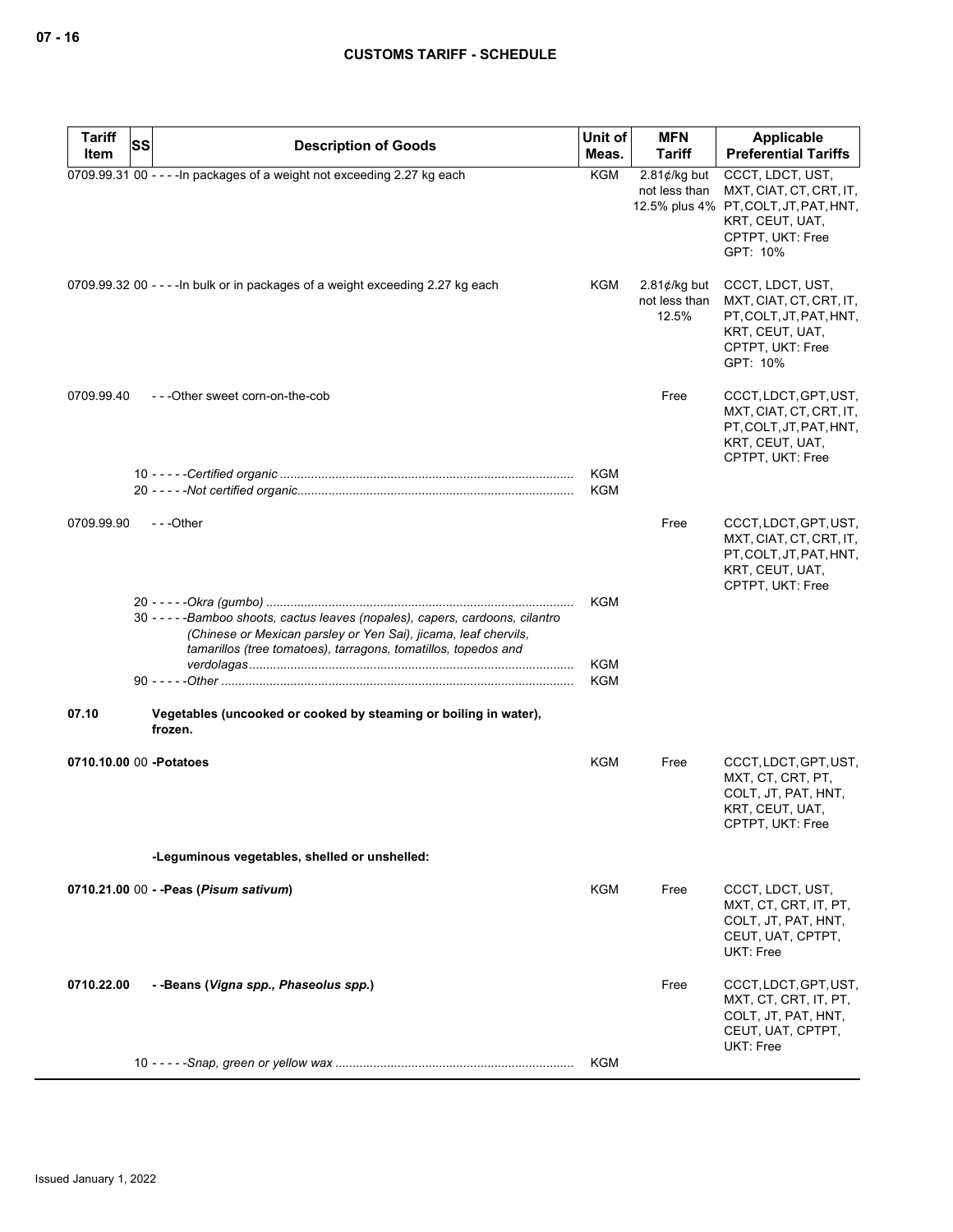| Tariff Item | SS | Description of Goods | Unit of Meas. | MFN Tariff | Applicable Preferential Tariffs |
|---|---|---|---|---|---|
| 0709.99.31 | 00 | - - - -In packages of a weight not exceeding 2.27 kg each | KGM | 2.81¢/kg but not less than 12.5% plus 4% | CCCT, LDCT, UST, MXT, CIAT, CT, CRT, IT, PT, COLT, JT, PAT, HNT, KRT, CEUT, UAT, CPTPT, UKT: Free<br>GPT: 10% |
| 0709.99.32 | 00 | - - - -In bulk or in packages of a weight exceeding 2.27 kg each | KGM | 2.81¢/kg but not less than 12.5% | CCCT, LDCT, UST, MXT, CIAT, CT, CRT, IT, PT, COLT, JT, PAT, HNT, KRT, CEUT, UAT, CPTPT, UKT: Free<br>GPT: 10% |
| 0709.99.40 | | - - -Other sweet corn-on-the-cob | | Free | CCCT, LDCT, GPT, UST, MXT, CIAT, CT, CRT, IT, PT, COLT, JT, PAT, HNT, KRT, CEUT, UAT, CPTPT, UKT: Free |
| | 10 | - - - - -*Certified organic* | KGM | | |
| | 20 | - - - - -*Not certified organic* | KGM | | |
| 0709.99.90 | | - - -Other | | Free | CCCT, LDCT, GPT, UST, MXT, CIAT, CT, CRT, IT, PT, COLT, JT, PAT, HNT, KRT, CEUT, UAT, CPTPT, UKT: Free |
| | 20 | - - - - -*Okra (gumbo)* | KGM | | |
| | 30 | - - - - -*Bamboo shoots, cactus leaves (nopales), capers, cardoons, cilantro (Chinese or Mexican parsley or Yen Sai), jicama, leaf chervils, tamarillos (tree tomatoes), tarragons, tomatillos, topedos and verdolagas* | KGM | | |
| | 90 | - - - - -*Other* | KGM | | |
| **07.10** | | **Vegetables (uncooked or cooked by steaming or boiling in water), frozen.** | | | |
| **0710.10.00** | 00 | **-Potatoes** | KGM | Free | CCCT, LDCT, GPT, UST, MXT, CT, CRT, PT, COLT, JT, PAT, HNT, KRT, CEUT, UAT, CPTPT, UKT: Free |
| | | **-Leguminous vegetables, shelled or unshelled:** | | | |
| **0710.21.00** | 00 | **- -Peas (*Pisum sativum*)** | KGM | Free | CCCT, LDCT, UST, MXT, CT, CRT, IT, PT, COLT, JT, PAT, HNT, CEUT, UAT, CPTPT, UKT: Free |
| **0710.22.00** | | **- -Beans (*Vigna spp., Phaseolus spp.*)** | | Free | CCCT, LDCT, GPT, UST, MXT, CT, CRT, IT, PT, COLT, JT, PAT, HNT, CEUT, UAT, CPTPT, UKT: Free |
| | 10 | - - - - -*Snap, green or yellow wax* | KGM | | |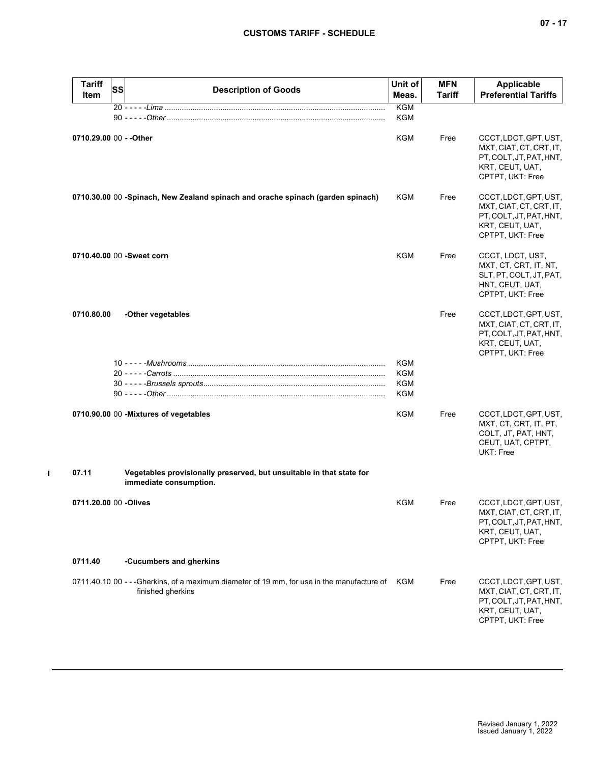| Tariff Item | SS | Description of Goods | Unit of Meas. | MFN Tariff | Applicable Preferential Tariffs |
|---|---|---|---|---|---|
| | 20 | - - - - -*Lima* | KGM | | |
| | 90 | - - - - -*Other* | KGM | | |
| 0710.29.00 | 00 | **- -Other** | KGM | Free | CCCT, LDCT, GPT, UST, MXT, CIAT, CT, CRT, IT, PT, COLT, JT, PAT, HNT, KRT, CEUT, UAT, CPTPT, UKT: Free |
| 0710.30.00 | 00 | **-Spinach, New Zealand spinach and orache spinach (garden spinach)** | KGM | Free | CCCT, LDCT, GPT, UST, MXT, CIAT, CT, CRT, IT, PT, COLT, JT, PAT, HNT, KRT, CEUT, UAT, CPTPT, UKT: Free |
| 0710.40.00 | 00 | **-Sweet corn** | KGM | Free | CCCT, LDCT, UST, MXT, CT, CRT, IT, NT, SLT, PT, COLT, JT, PAT, HNT, CEUT, UAT, CPTPT, UKT: Free |
| 0710.80.00 | | **-Other vegetables** | | Free | CCCT, LDCT, GPT, UST, MXT, CIAT, CT, CRT, IT, PT, COLT, JT, PAT, HNT, KRT, CEUT, UAT, CPTPT, UKT: Free |
| | 10 | - - - - -*Mushrooms* | KGM | | |
| | 20 | - - - - -*Carrots* | KGM | | |
| | 30 | - - - - -*Brussels sprouts* | KGM | | |
| | 90 | - - - - -*Other* | KGM | | |
| 0710.90.00 | 00 | **-Mixtures of vegetables** | KGM | Free | CCCT, LDCT, GPT, UST, MXT, CT, CRT, IT, PT, COLT, JT, PAT, HNT, CEUT, UAT, CPTPT, UKT: Free |
| 07.11 | | **Vegetables provisionally preserved, but unsuitable in that state for immediate consumption.** | | | |
| 0711.20.00 | 00 | **-Olives** | KGM | Free | CCCT, LDCT, GPT, UST, MXT, CIAT, CT, CRT, IT, PT, COLT, JT, PAT, HNT, KRT, CEUT, UAT, CPTPT, UKT: Free |
| 0711.40 | | **-Cucumbers and gherkins** | | | |
| 0711.40.10 | 00 | - - -Gherkins, of a maximum diameter of 19 mm, for use in the manufacture of finished gherkins | KGM | Free | CCCT, LDCT, GPT, UST, MXT, CIAT, CT, CRT, IT, PT, COLT, JT, PAT, HNT, KRT, CEUT, UAT, CPTPT, UKT: Free |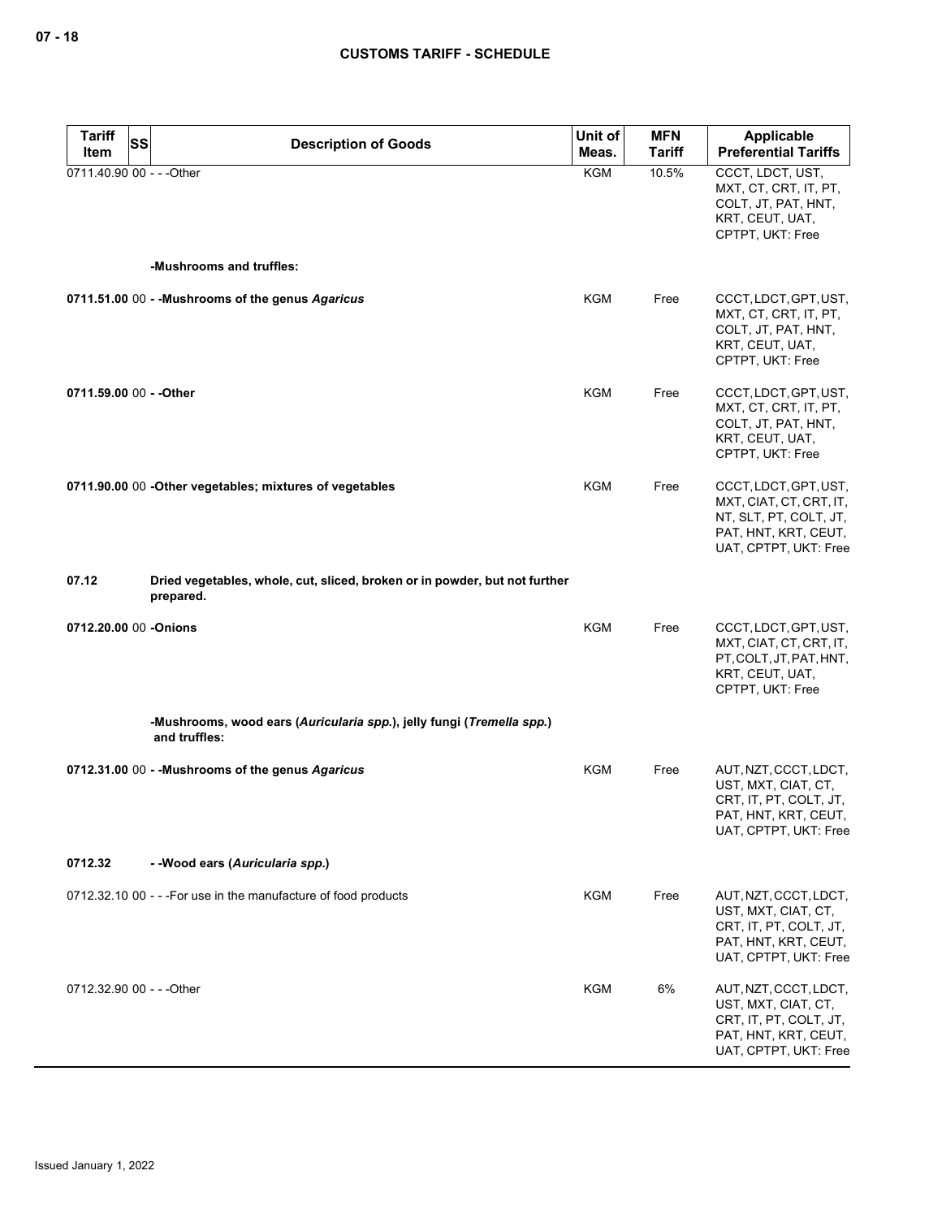## CUSTOMS TARIFF - SCHEDULE

| Tariff Item | SS | Description of Goods | Unit of Meas. | MFN Tariff | Applicable Preferential Tariffs |
|---|---|---|---|---|---|
| 0711.40.90 | 00 | - - -Other | KGM | 10.5% | CCCT, LDCT, UST, MXT, CT, CRT, IT, PT, COLT, JT, PAT, HNT, KRT, CEUT, UAT, CPTPT, UKT: Free |
| | | **-Mushrooms and truffles:** | | | |
| **0711.51.00** | 00 | **- -Mushrooms of the genus *Agaricus*** | KGM | Free | CCCT, LDCT, GPT, UST, MXT, CT, CRT, IT, PT, COLT, JT, PAT, HNT, KRT, CEUT, UAT, CPTPT, UKT: Free |
| **0711.59.00** | 00 | **- -Other** | KGM | Free | CCCT, LDCT, GPT, UST, MXT, CT, CRT, IT, PT, COLT, JT, PAT, HNT, KRT, CEUT, UAT, CPTPT, UKT: Free |
| **0711.90.00** | 00 | **-Other vegetables; mixtures of vegetables** | KGM | Free | CCCT, LDCT, GPT, UST, MXT, CIAT, CT, CRT, IT, NT, SLT, PT, COLT, JT, PAT, HNT, KRT, CEUT, UAT, CPTPT, UKT: Free |
| **07.12** | | **Dried vegetables, whole, cut, sliced, broken or in powder, but not further prepared.** | | | |
| **0712.20.00** | 00 | **-Onions** | KGM | Free | CCCT, LDCT, GPT, UST, MXT, CIAT, CT, CRT, IT, PT, COLT, JT, PAT, HNT, KRT, CEUT, UAT, CPTPT, UKT: Free |
| | | **-Mushrooms, wood ears (*Auricularia spp.*), jelly fungi (*Tremella spp.*) and truffles:** | | | |
| **0712.31.00** | 00 | **- -Mushrooms of the genus *Agaricus*** | KGM | Free | AUT, NZT, CCCT, LDCT, UST, MXT, CIAT, CT, CRT, IT, PT, COLT, JT, PAT, HNT, KRT, CEUT, UAT, CPTPT, UKT: Free |
| **0712.32** | | **- -Wood ears (*Auricularia spp.*)** | | | |
| 0712.32.10 | 00 | - - -For use in the manufacture of food products | KGM | Free | AUT, NZT, CCCT, LDCT, UST, MXT, CIAT, CT, CRT, IT, PT, COLT, JT, PAT, HNT, KRT, CEUT, UAT, CPTPT, UKT: Free |
| 0712.32.90 | 00 | - - -Other | KGM | 6% | AUT, NZT, CCCT, LDCT, UST, MXT, CIAT, CT, CRT, IT, PT, COLT, JT, PAT, HNT, KRT, CEUT, UAT, CPTPT, UKT: Free |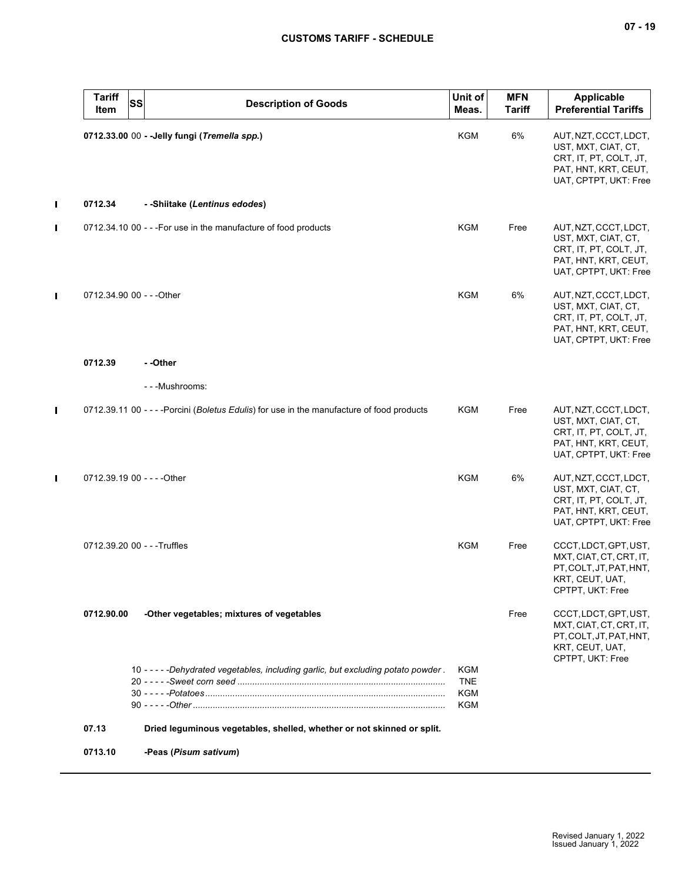| Tariff Item | SS | Description of Goods | Unit of Meas. | MFN Tariff | Applicable Preferential Tariffs |
|---|---|---|---|---|---|
| **0712.33.00** | 00 | **- -Jelly fungi (*Tremella spp.*)** | KGM | 6% | AUT, NZT, CCCT, LDCT, UST, MXT, CIAT, CT, CRT, IT, PT, COLT, JT, PAT, HNT, KRT, CEUT, UAT, CPTPT, UKT: Free |
| **0712.34** | | **- -Shiitake (*Lentinus edodes*)** | | | |
| 0712.34.10 | 00 | - - -For use in the manufacture of food products | KGM | Free | AUT, NZT, CCCT, LDCT, UST, MXT, CIAT, CT, CRT, IT, PT, COLT, JT, PAT, HNT, KRT, CEUT, UAT, CPTPT, UKT: Free |
| 0712.34.90 | 00 | - - -Other | KGM | 6% | AUT, NZT, CCCT, LDCT, UST, MXT, CIAT, CT, CRT, IT, PT, COLT, JT, PAT, HNT, KRT, CEUT, UAT, CPTPT, UKT: Free |
| **0712.39** | | **- -Other** | | | |
| | | - - -Mushrooms: | | | |
| 0712.39.11 | 00 | - - - -Porcini (*Boletus Edulis*) for use in the manufacture of food products | KGM | Free | AUT, NZT, CCCT, LDCT, UST, MXT, CIAT, CT, CRT, IT, PT, COLT, JT, PAT, HNT, KRT, CEUT, UAT, CPTPT, UKT: Free |
| 0712.39.19 | 00 | - - - -Other | KGM | 6% | AUT, NZT, CCCT, LDCT, UST, MXT, CIAT, CT, CRT, IT, PT, COLT, JT, PAT, HNT, KRT, CEUT, UAT, CPTPT, UKT: Free |
| 0712.39.20 | 00 | - - -Truffles | KGM | Free | CCCT, LDCT, GPT, UST, MXT, CIAT, CT, CRT, IT, PT, COLT, JT, PAT, HNT, KRT, CEUT, UAT, CPTPT, UKT: Free |
| **0712.90.00** | | **-Other vegetables; mixtures of vegetables** | | Free | CCCT, LDCT, GPT, UST, MXT, CIAT, CT, CRT, IT, PT, COLT, JT, PAT, HNT, KRT, CEUT, UAT, CPTPT, UKT: Free |
| | 10 | - - - - -*Dehydrated vegetables, including garlic, but excluding potato powder* | KGM | | |
| | 20 | - - - - -*Sweet corn seed* | TNE | | |
| | 30 | - - - - -*Potatoes* | KGM | | |
| | 90 | - - - - -*Other* | KGM | | |
| **07.13** | | **Dried leguminous vegetables, shelled, whether or not skinned or split.** | | | |
| **0713.10** | | **-Peas (*Pisum sativum*)** | | | |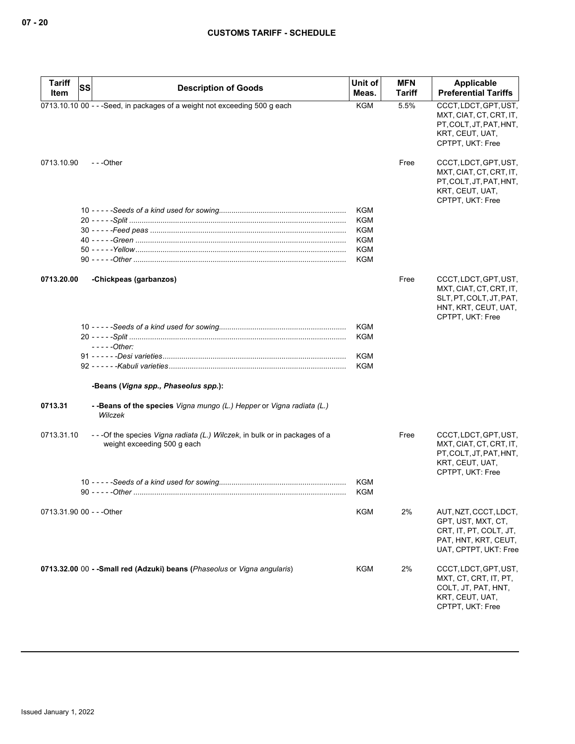| Tariff Item | SS | Description of Goods | Unit of Meas. | MFN Tariff | Applicable Preferential Tariffs |
|---|---|---|---|---|---|
| 0713.10.10 | 00 | - - -Seed, in packages of a weight not exceeding 500 g each | KGM | 5.5% | CCCT, LDCT, GPT, UST, MXT, CIAT, CT, CRT, IT, PT, COLT, JT, PAT, HNT, KRT, CEUT, UAT, CPTPT, UKT: Free |
| 0713.10.90 | | - - -Other | | Free | CCCT, LDCT, GPT, UST, MXT, CIAT, CT, CRT, IT, PT, COLT, JT, PAT, HNT, KRT, CEUT, UAT, CPTPT, UKT: Free |
| | 10 | - - - - -*Seeds of a kind used for sowing* | KGM | | |
| | 20 | - - - - -*Split* | KGM | | |
| | 30 | - - - - -*Feed peas* | KGM | | |
| | 40 | - - - - -*Green* | KGM | | |
| | 50 | - - - - -*Yellow* | KGM | | |
| | 90 | - - - - -*Other* | KGM | | |
| **0713.20.00** | | **-Chickpeas (garbanzos)** | | Free | CCCT, LDCT, GPT, UST, MXT, CIAT, CT, CRT, IT, SLT, PT, COLT, JT, PAT, HNT, KRT, CEUT, UAT, CPTPT, UKT: Free |
| | 10 | - - - - -*Seeds of a kind used for sowing* | KGM | | |
| | 20 | - - - - -*Split* | KGM | | |
| | | - - - - -*Other:* | | | |
| | 91 | - - - - - -*Desi varieties* | KGM | | |
| | 92 | - - - - - -*Kabuli varieties* | KGM | | |
| | | **-Beans (*Vigna spp., Phaseolus spp.*):** | | | |
| **0713.31** | | **- -Beans of the species** *Vigna mungo (L.) Hepper* **or** *Vigna radiata (L.) Wilczek* | | | |
| 0713.31.10 | | - - -Of the species *Vigna radiata (L.) Wilczek*, in bulk or in packages of a weight exceeding 500 g each | | Free | CCCT, LDCT, GPT, UST, MXT, CIAT, CT, CRT, IT, PT, COLT, JT, PAT, HNT, KRT, CEUT, UAT, CPTPT, UKT: Free |
| | 10 | - - - - -*Seeds of a kind used for sowing* | KGM | | |
| | 90 | - - - - -*Other* | KGM | | |
| 0713.31.90 | 00 | - - -Other | KGM | 2% | AUT, NZT, CCCT, LDCT, GPT, UST, MXT, CT, CRT, IT, PT, COLT, JT, PAT, HNT, KRT, CEUT, UAT, CPTPT, UKT: Free |
| **0713.32.00** | 00 | **- -Small red (Adzuki) beans (*Phaseolus* or *Vigna angularis*)** | KGM | 2% | CCCT, LDCT, GPT, UST, MXT, CT, CRT, IT, PT, COLT, JT, PAT, HNT, KRT, CEUT, UAT, CPTPT, UKT: Free |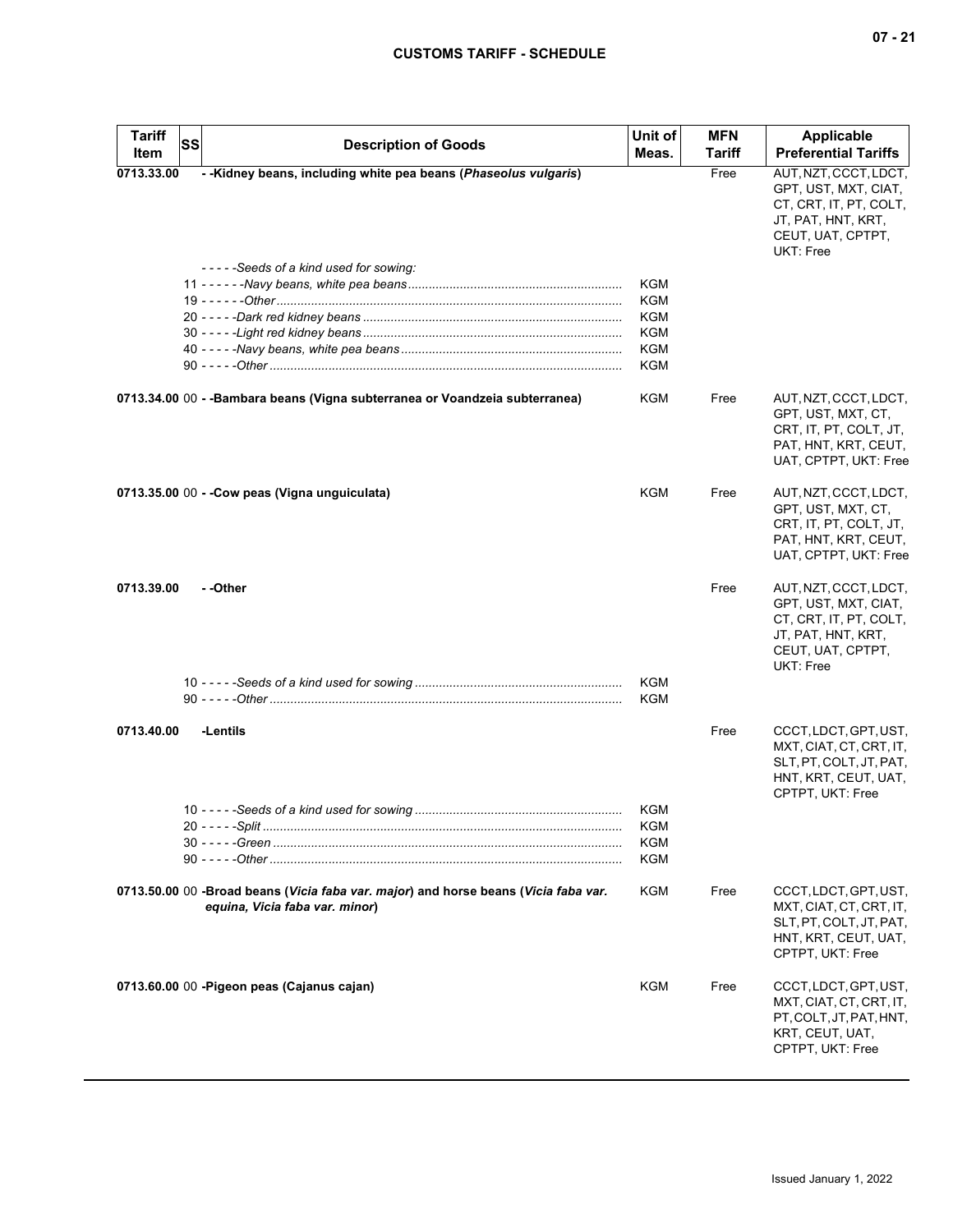| Tariff Item | SS | Description of Goods | Unit of Meas. | MFN Tariff | Applicable Preferential Tariffs |
|---|---|---|---|---|---|
| 0713.33.00 | | - -Kidney beans, including white pea beans (*Phaseolus vulgaris*) | | Free | AUT, NZT, CCCT, LDCT, GPT, UST, MXT, CIAT, CT, CRT, IT, PT, COLT, JT, PAT, HNT, KRT, CEUT, UAT, CPTPT, UKT: Free |
| | | - - - - -*Seeds of a kind used for sowing:* | | | |
| | 11 | - - - - - -*Navy beans, white pea beans* | KGM | | |
| | 19 | - - - - - -*Other* | KGM | | |
| | 20 | - - - - -*Dark red kidney beans* | KGM | | |
| | 30 | - - - - -*Light red kidney beans* | KGM | | |
| | 40 | - - - - -*Navy beans, white pea beans* | KGM | | |
| | 90 | - - - - -*Other* | KGM | | |
| 0713.34.00 | 00 | - -Bambara beans (Vigna subterranea or Voandzeia subterranea) | KGM | Free | AUT, NZT, CCCT, LDCT, GPT, UST, MXT, CT, CRT, IT, PT, COLT, JT, PAT, HNT, KRT, CEUT, UAT, CPTPT, UKT: Free |
| 0713.35.00 | 00 | - -Cow peas (Vigna unguiculata) | KGM | Free | AUT, NZT, CCCT, LDCT, GPT, UST, MXT, CT, CRT, IT, PT, COLT, JT, PAT, HNT, KRT, CEUT, UAT, CPTPT, UKT: Free |
| 0713.39.00 | | - -Other | | Free | AUT, NZT, CCCT, LDCT, GPT, UST, MXT, CIAT, CT, CRT, IT, PT, COLT, JT, PAT, HNT, KRT, CEUT, UAT, CPTPT, UKT: Free |
| | 10 | - - - - -*Seeds of a kind used for sowing* | KGM | | |
| | 90 | - - - - -*Other* | KGM | | |
| 0713.40.00 | | -Lentils | | Free | CCCT, LDCT, GPT, UST, MXT, CIAT, CT, CRT, IT, SLT, PT, COLT, JT, PAT, HNT, KRT, CEUT, UAT, CPTPT, UKT: Free |
| | 10 | - - - - -*Seeds of a kind used for sowing* | KGM | | |
| | 20 | - - - - -*Split* | KGM | | |
| | 30 | - - - - -*Green* | KGM | | |
| | 90 | - - - - -*Other* | KGM | | |
| 0713.50.00 | 00 | -Broad beans (*Vicia faba var. major*) and horse beans (*Vicia faba var. equina, Vicia faba var. minor*) | KGM | Free | CCCT, LDCT, GPT, UST, MXT, CIAT, CT, CRT, IT, SLT, PT, COLT, JT, PAT, HNT, KRT, CEUT, UAT, CPTPT, UKT: Free |
| 0713.60.00 | 00 | -Pigeon peas (Cajanus cajan) | KGM | Free | CCCT, LDCT, GPT, UST, MXT, CIAT, CT, CRT, IT, PT, COLT, JT, PAT, HNT, KRT, CEUT, UAT, CPTPT, UKT: Free |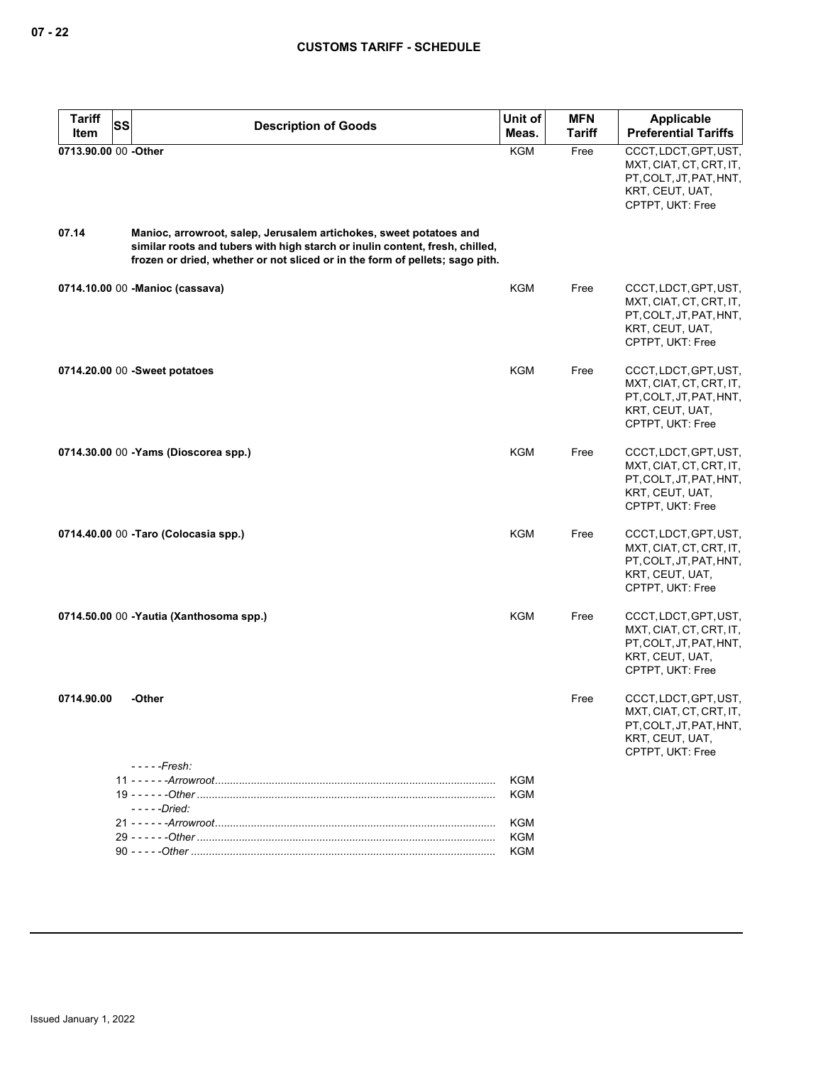| Tariff Item | SS | Description of Goods | Unit of Meas. | MFN Tariff | Applicable Preferential Tariffs |
|---|---|---|---|---|---|
| 0713.90.00 | 00 | **-Other** | KGM | Free | CCCT, LDCT, GPT, UST, MXT, CIAT, CT, CRT, IT, PT, COLT, JT, PAT, HNT, KRT, CEUT, UAT, CPTPT, UKT: Free |
| **07.14** | | **Manioc, arrowroot, salep, Jerusalem artichokes, sweet potatoes and similar roots and tubers with high starch or inulin content, fresh, chilled, frozen or dried, whether or not sliced or in the form of pellets; sago pith.** | | | |
| 0714.10.00 | 00 | **-Manioc (cassava)** | KGM | Free | CCCT, LDCT, GPT, UST, MXT, CIAT, CT, CRT, IT, PT, COLT, JT, PAT, HNT, KRT, CEUT, UAT, CPTPT, UKT: Free |
| 0714.20.00 | 00 | **-Sweet potatoes** | KGM | Free | CCCT, LDCT, GPT, UST, MXT, CIAT, CT, CRT, IT, PT, COLT, JT, PAT, HNT, KRT, CEUT, UAT, CPTPT, UKT: Free |
| 0714.30.00 | 00 | **-Yams (Dioscorea spp.)** | KGM | Free | CCCT, LDCT, GPT, UST, MXT, CIAT, CT, CRT, IT, PT, COLT, JT, PAT, HNT, KRT, CEUT, UAT, CPTPT, UKT: Free |
| 0714.40.00 | 00 | **-Taro (Colocasia spp.)** | KGM | Free | CCCT, LDCT, GPT, UST, MXT, CIAT, CT, CRT, IT, PT, COLT, JT, PAT, HNT, KRT, CEUT, UAT, CPTPT, UKT: Free |
| 0714.50.00 | 00 | **-Yautia (Xanthosoma spp.)** | KGM | Free | CCCT, LDCT, GPT, UST, MXT, CIAT, CT, CRT, IT, PT, COLT, JT, PAT, HNT, KRT, CEUT, UAT, CPTPT, UKT: Free |
| 0714.90.00 | | **-Other** | | Free | CCCT, LDCT, GPT, UST, MXT, CIAT, CT, CRT, IT, PT, COLT, JT, PAT, HNT, KRT, CEUT, UAT, CPTPT, UKT: Free |
| | | *- - - - -Fresh:* | | | |
| | 11 | *- - - - - -Arrowroot* | KGM | | |
| | 19 | *- - - - - -Other* | KGM | | |
| | | *- - - - -Dried:* | | | |
| | 21 | *- - - - - -Arrowroot* | KGM | | |
| | 29 | *- - - - - -Other* | KGM | | |
| | 90 | *- - - - -Other* | KGM | | |